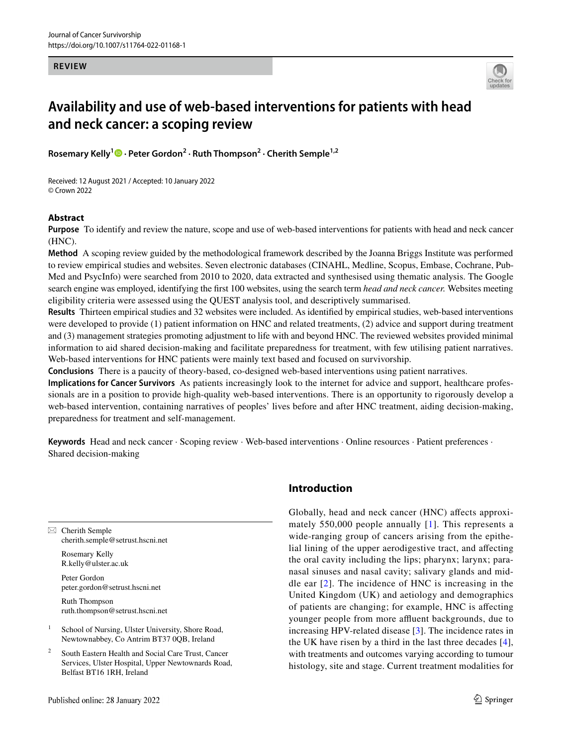REVIEW

# Availability and use of web-based interventions for patients with head and neck cancer: a scoping review

**Rosemary Kelly[1] · Peter Gordon[2] · Ruth Thompson[2] · Cherith Semple[1,2]**

Received: 12 August 2021 / Accepted: 10 January 2022
© Crown 2022

## Abstract

**Purpose** To identify and review the nature, scope and use of web-based interventions for patients with head and neck cancer (HNC).

**Method** A scoping review guided by the methodological framework described by the Joanna Briggs Institute was performed to review empirical studies and websites. Seven electronic databases (CINAHL, Medline, Scopus, Embase, Cochrane, PubMed and PsycInfo) were searched from 2010 to 2020, data extracted and synthesised using thematic analysis. The Google search engine was employed, identifying the first 100 websites, using the search term *head and neck cancer.* Websites meeting eligibility criteria were assessed using the QUEST analysis tool, and descriptively summarised.

**Results** Thirteen empirical studies and 32 websites were included. As identified by empirical studies, web-based interventions were developed to provide (1) patient information on HNC and related treatments, (2) advice and support during treatment and (3) management strategies promoting adjustment to life with and beyond HNC. The reviewed websites provided minimal information to aid shared decision-making and facilitate preparedness for treatment, with few utilising patient narratives. Web-based interventions for HNC patients were mainly text based and focused on survivorship.

**Conclusions** There is a paucity of theory-based, co-designed web-based interventions using patient narratives.

**Implications for Cancer Survivors** As patients increasingly look to the internet for advice and support, healthcare professionals are in a position to provide high-quality web-based interventions. There is an opportunity to rigorously develop a web-based intervention, containing narratives of peoples' lives before and after HNC treatment, aiding decision-making, preparedness for treatment and self-management.

**Keywords** Head and neck cancer · Scoping review · Web-based interventions · Online resources · Patient preferences · Shared decision-making

✉ Cherith Semple
cherith.semple@setrust.hscni.net

Rosemary Kelly
R.kelly@ulster.ac.uk

Peter Gordon
peter.gordon@setrust.hscni.net

Ruth Thompson
ruth.thompson@setrust.hscni.net

[1] School of Nursing, Ulster University, Shore Road, Newtownabbey, Co Antrim BT37 0QB, Ireland

[2] South Eastern Health and Social Care Trust, Cancer Services, Ulster Hospital, Upper Newtownards Road, Belfast BT16 1RH, Ireland

## Introduction

Globally, head and neck cancer (HNC) affects approximately 550,000 people annually [1]. This represents a wide-ranging group of cancers arising from the epithelial lining of the upper aerodigestive tract, and affecting the oral cavity including the lips; pharynx; larynx; paranasal sinuses and nasal cavity; salivary glands and middle ear [2]. The incidence of HNC is increasing in the United Kingdom (UK) and aetiology and demographics of patients are changing; for example, HNC is affecting younger people from more affluent backgrounds, due to increasing HPV-related disease [3]. The incidence rates in the UK have risen by a third in the last three decades [4], with treatments and outcomes varying according to tumour histology, site and stage. Current treatment modalities for

Published online: 28 January 2022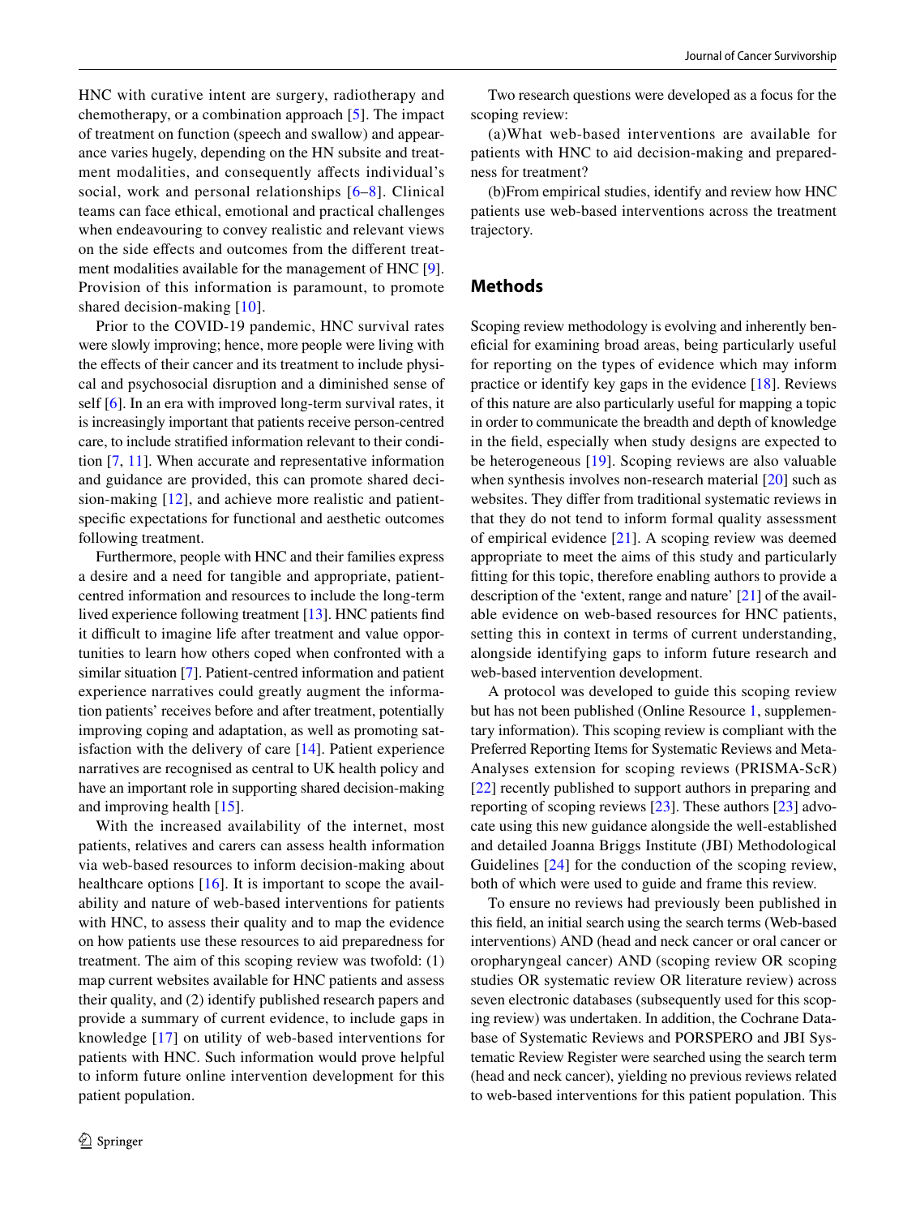HNC with curative intent are surgery, radiotherapy and chemotherapy, or a combination approach [5]. The impact of treatment on function (speech and swallow) and appearance varies hugely, depending on the HN subsite and treatment modalities, and consequently affects individual's social, work and personal relationships [6–8]. Clinical teams can face ethical, emotional and practical challenges when endeavouring to convey realistic and relevant views on the side effects and outcomes from the different treatment modalities available for the management of HNC [9]. Provision of this information is paramount, to promote shared decision-making [10].

Prior to the COVID-19 pandemic, HNC survival rates were slowly improving; hence, more people were living with the effects of their cancer and its treatment to include physical and psychosocial disruption and a diminished sense of self [6]. In an era with improved long-term survival rates, it is increasingly important that patients receive person-centred care, to include stratified information relevant to their condition [7, 11]. When accurate and representative information and guidance are provided, this can promote shared decision-making [12], and achieve more realistic and patient-specific expectations for functional and aesthetic outcomes following treatment.

Furthermore, people with HNC and their families express a desire and a need for tangible and appropriate, patient-centred information and resources to include the long-term lived experience following treatment [13]. HNC patients find it difficult to imagine life after treatment and value opportunities to learn how others coped when confronted with a similar situation [7]. Patient-centred information and patient experience narratives could greatly augment the information patients' receives before and after treatment, potentially improving coping and adaptation, as well as promoting satisfaction with the delivery of care [14]. Patient experience narratives are recognised as central to UK health policy and have an important role in supporting shared decision-making and improving health [15].

With the increased availability of the internet, most patients, relatives and carers can assess health information via web-based resources to inform decision-making about healthcare options [16]. It is important to scope the availability and nature of web-based interventions for patients with HNC, to assess their quality and to map the evidence on how patients use these resources to aid preparedness for treatment. The aim of this scoping review was twofold: (1) map current websites available for HNC patients and assess their quality, and (2) identify published research papers and provide a summary of current evidence, to include gaps in knowledge [17] on utility of web-based interventions for patients with HNC. Such information would prove helpful to inform future online intervention development for this patient population.

Two research questions were developed as a focus for the scoping review:

(a) What web-based interventions are available for patients with HNC to aid decision-making and preparedness for treatment?

(b) From empirical studies, identify and review how HNC patients use web-based interventions across the treatment trajectory.

## Methods

Scoping review methodology is evolving and inherently beneficial for examining broad areas, being particularly useful for reporting on the types of evidence which may inform practice or identify key gaps in the evidence [18]. Reviews of this nature are also particularly useful for mapping a topic in order to communicate the breadth and depth of knowledge in the field, especially when study designs are expected to be heterogeneous [19]. Scoping reviews are also valuable when synthesis involves non-research material [20] such as websites. They differ from traditional systematic reviews in that they do not tend to inform formal quality assessment of empirical evidence [21]. A scoping review was deemed appropriate to meet the aims of this study and particularly fitting for this topic, therefore enabling authors to provide a description of the 'extent, range and nature' [21] of the available evidence on web-based resources for HNC patients, setting this in context in terms of current understanding, alongside identifying gaps to inform future research and web-based intervention development.

A protocol was developed to guide this scoping review but has not been published (Online Resource 1, supplementary information). This scoping review is compliant with the Preferred Reporting Items for Systematic Reviews and Meta-Analyses extension for scoping reviews (PRISMA-ScR) [22] recently published to support authors in preparing and reporting of scoping reviews [23]. These authors [23] advocate using this new guidance alongside the well-established and detailed Joanna Briggs Institute (JBI) Methodological Guidelines [24] for the conduction of the scoping review, both of which were used to guide and frame this review.

To ensure no reviews had previously been published in this field, an initial search using the search terms (Web-based interventions) AND (head and neck cancer or oral cancer or oropharyngeal cancer) AND (scoping review OR scoping studies OR systematic review OR literature review) across seven electronic databases (subsequently used for this scoping review) was undertaken. In addition, the Cochrane Database of Systematic Reviews and PORSPERO and JBI Systematic Review Register were searched using the search term (head and neck cancer), yielding no previous reviews related to web-based interventions for this patient population. This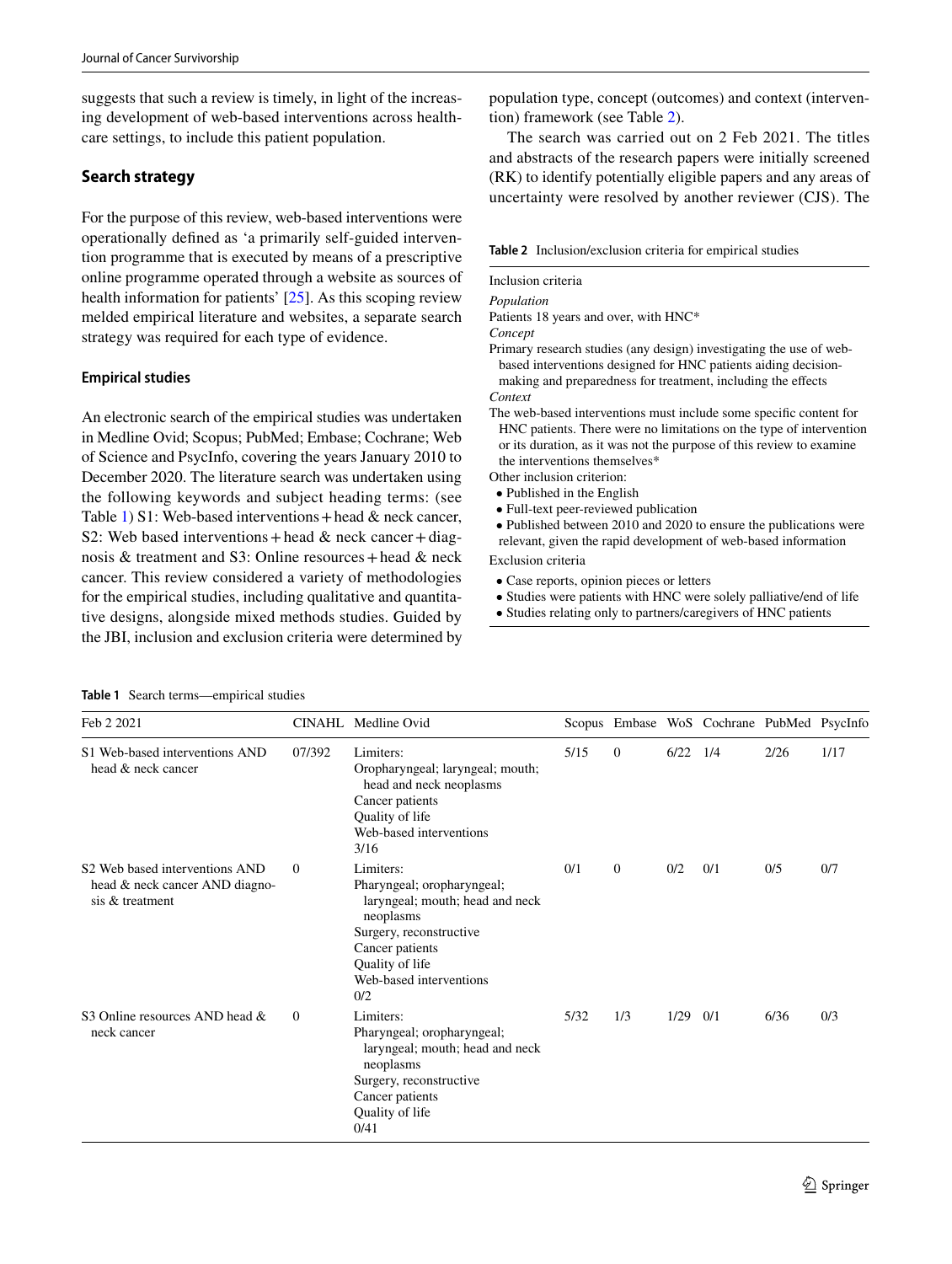suggests that such a review is timely, in light of the increasing development of web-based interventions across healthcare settings, to include this patient population.

## Search strategy

For the purpose of this review, web-based interventions were operationally defined as 'a primarily self-guided intervention programme that is executed by means of a prescriptive online programme operated through a website as sources of health information for patients' [25]. As this scoping review melded empirical literature and websites, a separate search strategy was required for each type of evidence.

### Empirical studies

An electronic search of the empirical studies was undertaken in Medline Ovid; Scopus; PubMed; Embase; Cochrane; Web of Science and PsycInfo, covering the years January 2010 to December 2020. The literature search was undertaken using the following keywords and subject heading terms: (see Table 1) S1: Web-based interventions + head & neck cancer, S2: Web based interventions + head & neck cancer + diagnosis & treatment and S3: Online resources + head & neck cancer. This review considered a variety of methodologies for the empirical studies, including qualitative and quantitative designs, alongside mixed methods studies. Guided by the JBI, inclusion and exclusion criteria were determined by population type, concept (outcomes) and context (intervention) framework (see Table 2).

The search was carried out on 2 Feb 2021. The titles and abstracts of the research papers were initially screened (RK) to identify potentially eligible papers and any areas of uncertainty were resolved by another reviewer (CJS). The

**Table 2** Inclusion/exclusion criteria for empirical studies

Inclusion criteria

*Population*

Patients 18 years and over, with HNC*

*Concept*

Primary research studies (any design) investigating the use of web-based interventions designed for HNC patients aiding decision-making and preparedness for treatment, including the effects

*Context*

The web-based interventions must include some specific content for HNC patients. There were no limitations on the type of intervention or its duration, as it was not the purpose of this review to examine the interventions themselves*

Other inclusion criterion:

- Published in the English
- Full-text peer-reviewed publication
- Published between 2010 and 2020 to ensure the publications were relevant, given the rapid development of web-based information

Exclusion criteria

- Case reports, opinion pieces or letters
- Studies were patients with HNC were solely palliative/end of life
- Studies relating only to partners/caregivers of HNC patients

**Table 1** Search terms—empirical studies

| Feb 2 2021 | CINAHL | Medline Ovid | Scopus | Embase | WoS | Cochrane | PubMed | PsycInfo |
|---|---|---|---|---|---|---|---|---|
| S1 Web-based interventions AND head & neck cancer | 07/392 | Limiters:<br>Oropharyngeal; laryngeal; mouth; head and neck neoplasms<br>Cancer patients<br>Quality of life<br>Web-based interventions<br>3/16 | 5/15 | 0 | 6/22 | 1/4 | 2/26 | 1/17 |
| S2 Web based interventions AND head & neck cancer AND diagnosis & treatment | 0 | Limiters:<br>Pharyngeal; oropharyngeal; laryngeal; mouth; head and neck neoplasms<br>Surgery, reconstructive<br>Cancer patients<br>Quality of life<br>Web-based interventions<br>0/2 | 0/1 | 0 | 0/2 | 0/1 | 0/5 | 0/7 |
| S3 Online resources AND head & neck cancer | 0 | Limiters:<br>Pharyngeal; oropharyngeal; laryngeal; mouth; head and neck neoplasms<br>Surgery, reconstructive<br>Cancer patients<br>Quality of life<br>0/41 | 5/32 | 1/3 | 1/29 | 0/1 | 6/36 | 0/3 |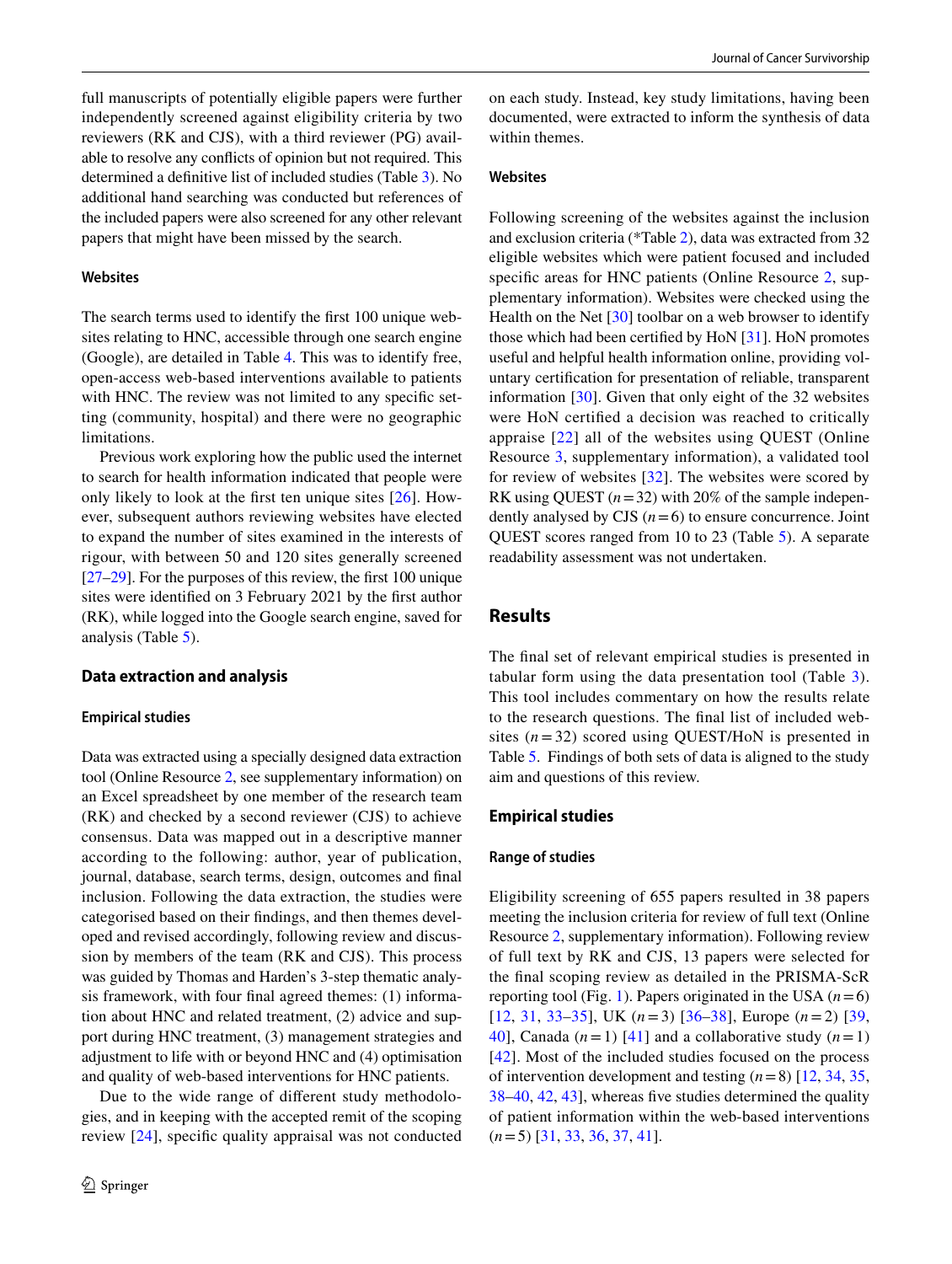full manuscripts of potentially eligible papers were further independently screened against eligibility criteria by two reviewers (RK and CJS), with a third reviewer (PG) available to resolve any conflicts of opinion but not required. This determined a definitive list of included studies (Table 3). No additional hand searching was conducted but references of the included papers were also screened for any other relevant papers that might have been missed by the search.

#### Websites

The search terms used to identify the first 100 unique websites relating to HNC, accessible through one search engine (Google), are detailed in Table 4. This was to identify free, open-access web-based interventions available to patients with HNC. The review was not limited to any specific setting (community, hospital) and there were no geographic limitations.

Previous work exploring how the public used the internet to search for health information indicated that people were only likely to look at the first ten unique sites [26]. However, subsequent authors reviewing websites have elected to expand the number of sites examined in the interests of rigour, with between 50 and 120 sites generally screened [27–29]. For the purposes of this review, the first 100 unique sites were identified on 3 February 2021 by the first author (RK), while logged into the Google search engine, saved for analysis (Table 5).

### Data extraction and analysis

#### Empirical studies

Data was extracted using a specially designed data extraction tool (Online Resource 2, see supplementary information) on an Excel spreadsheet by one member of the research team (RK) and checked by a second reviewer (CJS) to achieve consensus. Data was mapped out in a descriptive manner according to the following: author, year of publication, journal, database, search terms, design, outcomes and final inclusion. Following the data extraction, the studies were categorised based on their findings, and then themes developed and revised accordingly, following review and discussion by members of the team (RK and CJS). This process was guided by Thomas and Harden's 3-step thematic analysis framework, with four final agreed themes: (1) information about HNC and related treatment, (2) advice and support during HNC treatment, (3) management strategies and adjustment to life with or beyond HNC and (4) optimisation and quality of web-based interventions for HNC patients.

Due to the wide range of different study methodologies, and in keeping with the accepted remit of the scoping review [24], specific quality appraisal was not conducted on each study. Instead, key study limitations, having been documented, were extracted to inform the synthesis of data within themes.

#### Websites

Following screening of the websites against the inclusion and exclusion criteria (*Table 2), data was extracted from 32 eligible websites which were patient focused and included specific areas for HNC patients (Online Resource 2, supplementary information). Websites were checked using the Health on the Net [30] toolbar on a web browser to identify those which had been certified by HoN [31]. HoN promotes useful and helpful health information online, providing voluntary certification for presentation of reliable, transparent information [30]. Given that only eight of the 32 websites were HoN certified a decision was reached to critically appraise [22] all of the websites using QUEST (Online Resource 3, supplementary information), a validated tool for review of websites [32]. The websites were scored by RK using QUEST ($n = 32$) with 20% of the sample independently analysed by CJS ($n = 6$) to ensure concurrence. Joint QUEST scores ranged from 10 to 23 (Table 5). A separate readability assessment was not undertaken.

## Results

The final set of relevant empirical studies is presented in tabular form using the data presentation tool (Table 3). This tool includes commentary on how the results relate to the research questions. The final list of included websites ($n = 32$) scored using QUEST/HoN is presented in Table 5. Findings of both sets of data is aligned to the study aim and questions of this review.

### Empirical studies

#### Range of studies

Eligibility screening of 655 papers resulted in 38 papers meeting the inclusion criteria for review of full text (Online Resource 2, supplementary information). Following review of full text by RK and CJS, 13 papers were selected for the final scoping review as detailed in the PRISMA-ScR reporting tool (Fig. 1). Papers originated in the USA ($n = 6$) [12, 31, 33–35], UK ($n = 3$) [36–38], Europe ($n = 2$) [39, 40], Canada ($n = 1$) [41] and a collaborative study ($n = 1$) [42]. Most of the included studies focused on the process of intervention development and testing ($n = 8$) [12, 34, 35, 38–40, 42, 43], whereas five studies determined the quality of patient information within the web-based interventions ($n = 5$) [31, 33, 36, 37, 41].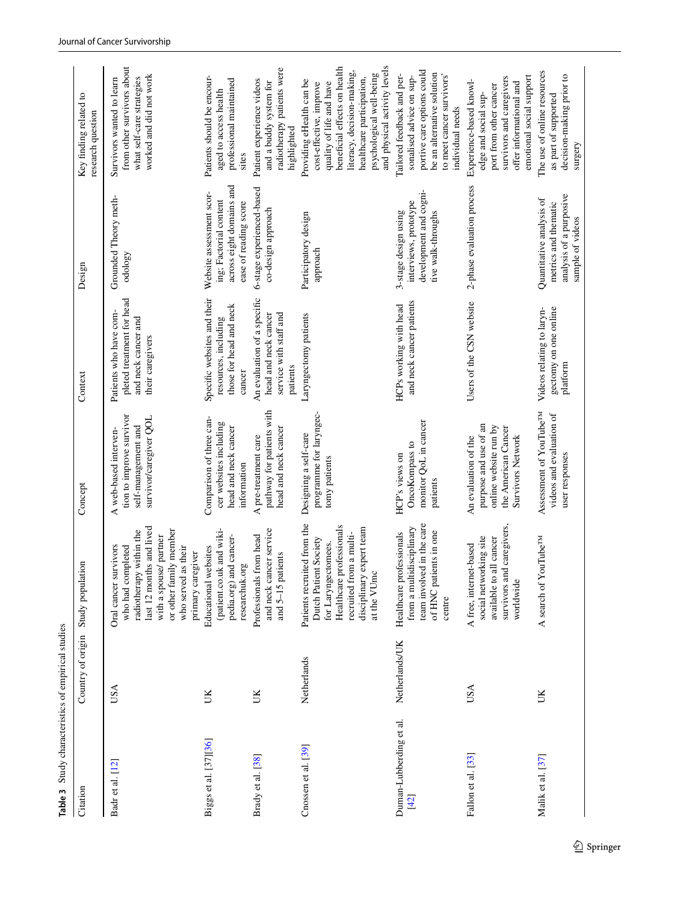**Table 3** Study characteristics of empirical studies

| Citation | Country of origin | Study population | Concept | Context | Design | Key finding related to research question |
|---|---|---|---|---|---|---|
| Badr et al. [12] | USA | Oral cancer survivors who had completed radiotherapy within the last 12 months and lived with a spouse/ partner or other family member who served as their primary caregiver | A web-based intervention to improve survivor self-management and survivor/caregiver QOL | Patients who have completed treatment for head and neck cancer and their caregivers | Grounded Theory methodology | Survivors wanted to learn from other survivors about what self-care strategies worked and did not work |
| Biggs et al. [37][36] | UK | Educational websites (patient.co.uk and wikipedia.org) and cancerresearchuk.org | Comparison of three cancer websites including head and neck cancer information | Specific websites and their resources, including those for head and neck cancer | Website assessment scoring; Factorial content across eight domains and ease of reading score | Patients should be encouraged to access health professional maintained sites |
| Brady et al. [38] | UK | Professionals from head and neck cancer service and 5–15 patients | A pre-treatment care pathway for patients with head and neck cancer | An evaluation of a specific head and neck cancer service with staff and patients | 6-stage experienced-based co-design approach | Patient experience videos and a buddy system for radiotherapy patients were highlighted |
| Chossen et al. [39] | Netherlands | Patients recruited from the Dutch Patient Society for Laryngectomees. Healthcare professionals recruited from a multidisciplinary expert team at the VUmc | Designing a self-care programme for laryngectomy patients | Laryngectomy patients | Participatory design approach | Providing eHealth can be cost-effective, improve quality of life and have beneficial effects on health literacy, decision-making, healthcare participation, psychological well-being and physical activity levels |
| Duman-Lubberding et al. [42] | Netherlands/UK | Healthcare professionals from a multidisciplinary team involved in the care of HNC patients in one centre | HCP's views on OncoKompass to monitor QoL in cancer patients | HCPs working with head and neck cancer patients | 3-stage design using interviews, prototype development and cognitive walk-throughs | Tailored feedback and personalised advice on supportive care options could be an alternative solution to meet cancer survivors' individual needs |
| Fallon et al. [33] | USA | A free, internet-based social networking site available to all cancer survivors and caregivers, worldwide | An evaluation of the purpose and use of an online website run by the American Cancer Survivors Network | Users of the CSN website | 2-phase evaluation process | Experience-based knowledge and social support from other cancer survivors and caregivers offer informational and emotional social support |
| Malik et al. [37] | UK | A search of YouTube™ | Assessment of YouTube™ videos and evaluation of user responses | Videos relating to laryngectomy on one online platform | Quantitative analysis of metrics and thematic analysis of a purposive sample of videos | The use of online resources as part of supported decision-making prior to surgery |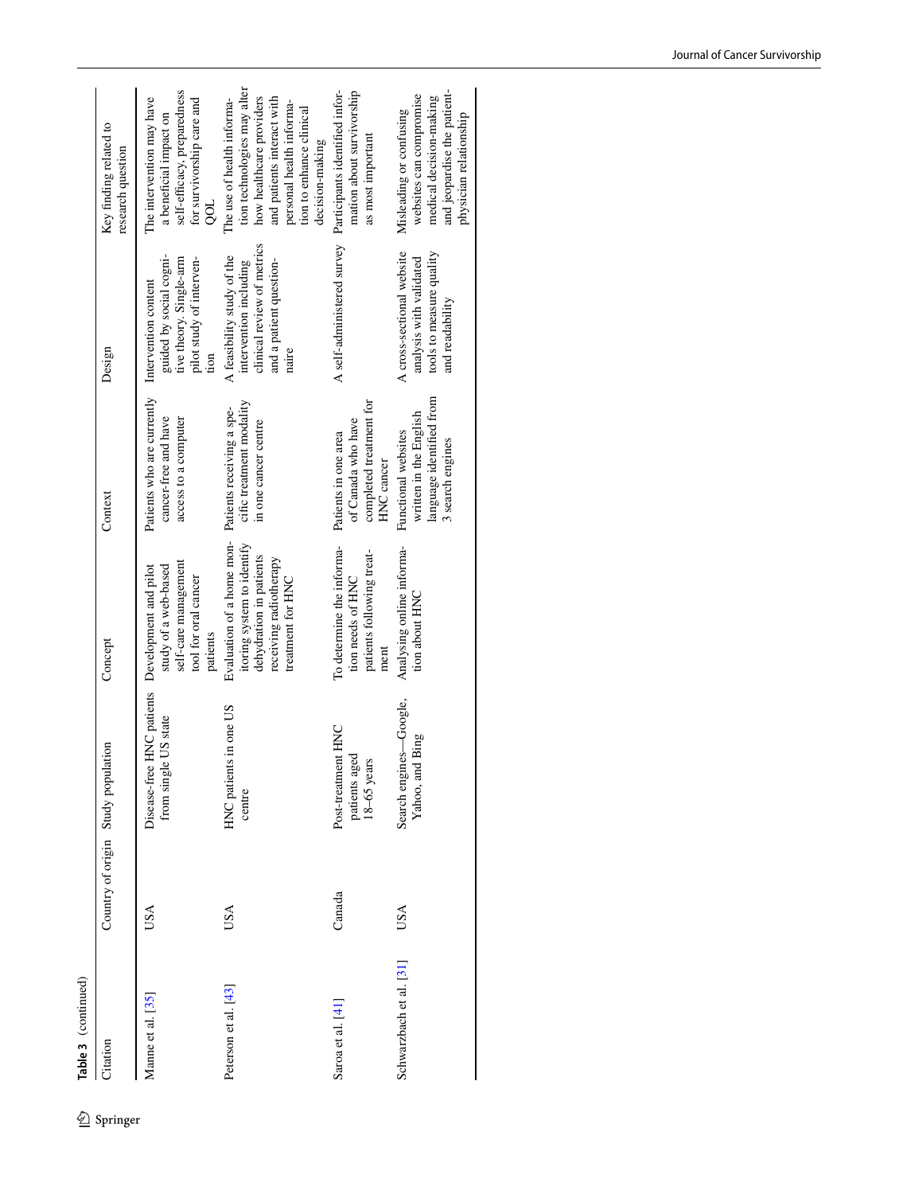**Table 3** (continued)

| Citation | Country of origin | Study population | Concept | Context | Design | Key finding related to research question |
|---|---|---|---|---|---|---|
| Manne et al. [35] | USA | Disease-free HNC patients from single US state | Development and pilot study of a web-based self-care management tool for oral cancer patients | Patients who are currently cancer-free and have access to a computer | Intervention content guided by social cognitive theory. Single-arm pilot study of intervention | The intervention may have a beneficial impact on self-efficacy, preparedness for survivorship care and QOL |
| Peterson et al. [43] | USA | HNC patients in one US centre | Evaluation of a home monitoring system to identify dehydration in patients receiving radiotherapy treatment for HNC | Patients receiving a specific treatment modality in one cancer centre | A feasibility study of the intervention including clinical review of metrics and a patient questionnaire | The use of health information technologies may alter how healthcare providers and patients interact with personal health information to enhance clinical decision-making |
| Saroa et al. [41] | Canada | Post-treatment HNC patients aged 18–65 years | To determine the information needs of HNC patients following treatment | Patients in one area of Canada who have completed treatment for HNC cancer | A self-administered survey | Participants identified information about survivorship as most important |
| Schwarzbach et al. [31] | USA | Search engines—Google, Yahoo, and Bing | Analysing online information about HNC | Functional websites written in the English language identified from 3 search engines | A cross-sectional website analysis with validated tools to measure quality and readability | Misleading or confusing websites can compromise medical decision-making and jeopardise the patient-physician relationship |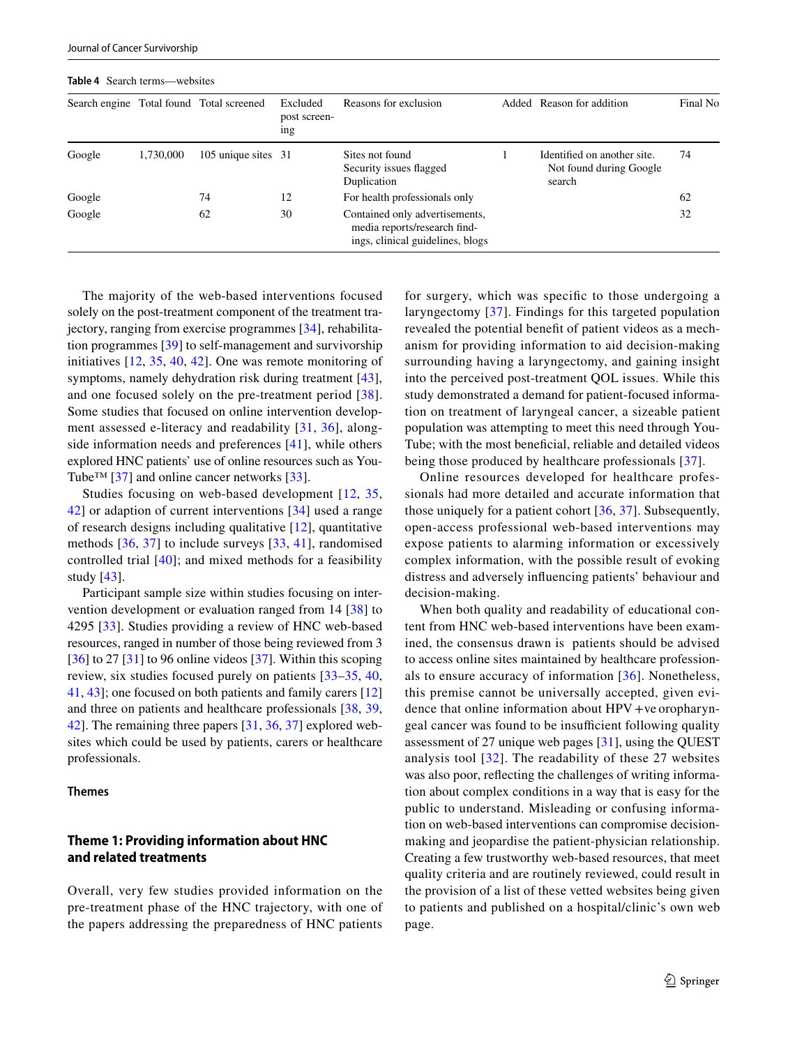**Table 4** Search terms—websites

| Search engine | Total found | Total screened | Excluded post screening | Reasons for exclusion | Added | Reason for addition | Final No |
|---|---|---|---|---|---|---|---|
| Google | 1,730,000 | 105 unique sites | 31 | Sites not found<br>Security issues flagged<br>Duplication | 1 | Identified on another site. Not found during Google search | 74 |
| Google | | 74 | 12 | For health professionals only | | | 62 |
| Google | | 62 | 30 | Contained only advertisements, media reports/research findings, clinical guidelines, blogs | | | 32 |

The majority of the web-based interventions focused solely on the post-treatment component of the treatment trajectory, ranging from exercise programmes [34], rehabilitation programmes [39] to self-management and survivorship initiatives [12, 35, 40, 42]. One was remote monitoring of symptoms, namely dehydration risk during treatment [43], and one focused solely on the pre-treatment period [38]. Some studies that focused on online intervention development assessed e-literacy and readability [31, 36], alongside information needs and preferences [41], while others explored HNC patients' use of online resources such as YouTube™ [37] and online cancer networks [33].

Studies focusing on web-based development [12, 35, 42] or adaptation of current interventions [34] used a range of research designs including qualitative [12], quantitative methods [36, 37] to include surveys [33, 41], randomised controlled trial [40]; and mixed methods for a feasibility study [43].

Participant sample size within studies focusing on intervention development or evaluation ranged from 14 [38] to 4295 [33]. Studies providing a review of HNC web-based resources, ranged in number of those being reviewed from 3 [36] to 27 [31] to 96 online videos [37]. Within this scoping review, six studies focused purely on patients [33–35, 40, 41, 43]; one focused on both patients and family carers [12] and three on patients and healthcare professionals [38, 39, 42]. The remaining three papers [31, 36, 37] explored websites which could be used by patients, carers or healthcare professionals.

## Themes

### Theme 1: Providing information about HNC and related treatments

Overall, very few studies provided information on the pre-treatment phase of the HNC trajectory, with one of the papers addressing the preparedness of HNC patients for surgery, which was specific to those undergoing a laryngectomy [37]. Findings for this targeted population revealed the potential benefit of patient videos as a mechanism for providing information to aid decision-making surrounding having a laryngectomy, and gaining insight into the perceived post-treatment QOL issues. While this study demonstrated a demand for patient-focused information on treatment of laryngeal cancer, a sizeable patient population was attempting to meet this need through YouTube; with the most beneficial, reliable and detailed videos being those produced by healthcare professionals [37].

Online resources developed for healthcare professionals had more detailed and accurate information that those uniquely for a patient cohort [36, 37]. Subsequently, open-access professional web-based interventions may expose patients to alarming information or excessively complex information, with the possible result of evoking distress and adversely influencing patients' behaviour and decision-making.

When both quality and readability of educational content from HNC web-based interventions have been examined, the consensus drawn is patients should be advised to access online sites maintained by healthcare professionals to ensure accuracy of information [36]. Nonetheless, this premise cannot be universally accepted, given evidence that online information about HPV +ve oropharyngeal cancer was found to be insufficient following quality assessment of 27 unique web pages [31], using the QUEST analysis tool [32]. The readability of these 27 websites was also poor, reflecting the challenges of writing information about complex conditions in a way that is easy for the public to understand. Misleading or confusing information on web-based interventions can compromise decision-making and jeopardise the patient-physician relationship. Creating a few trustworthy web-based resources, that meet quality criteria and are routinely reviewed, could result in the provision of a list of these vetted websites being given to patients and published on a hospital/clinic's own web page.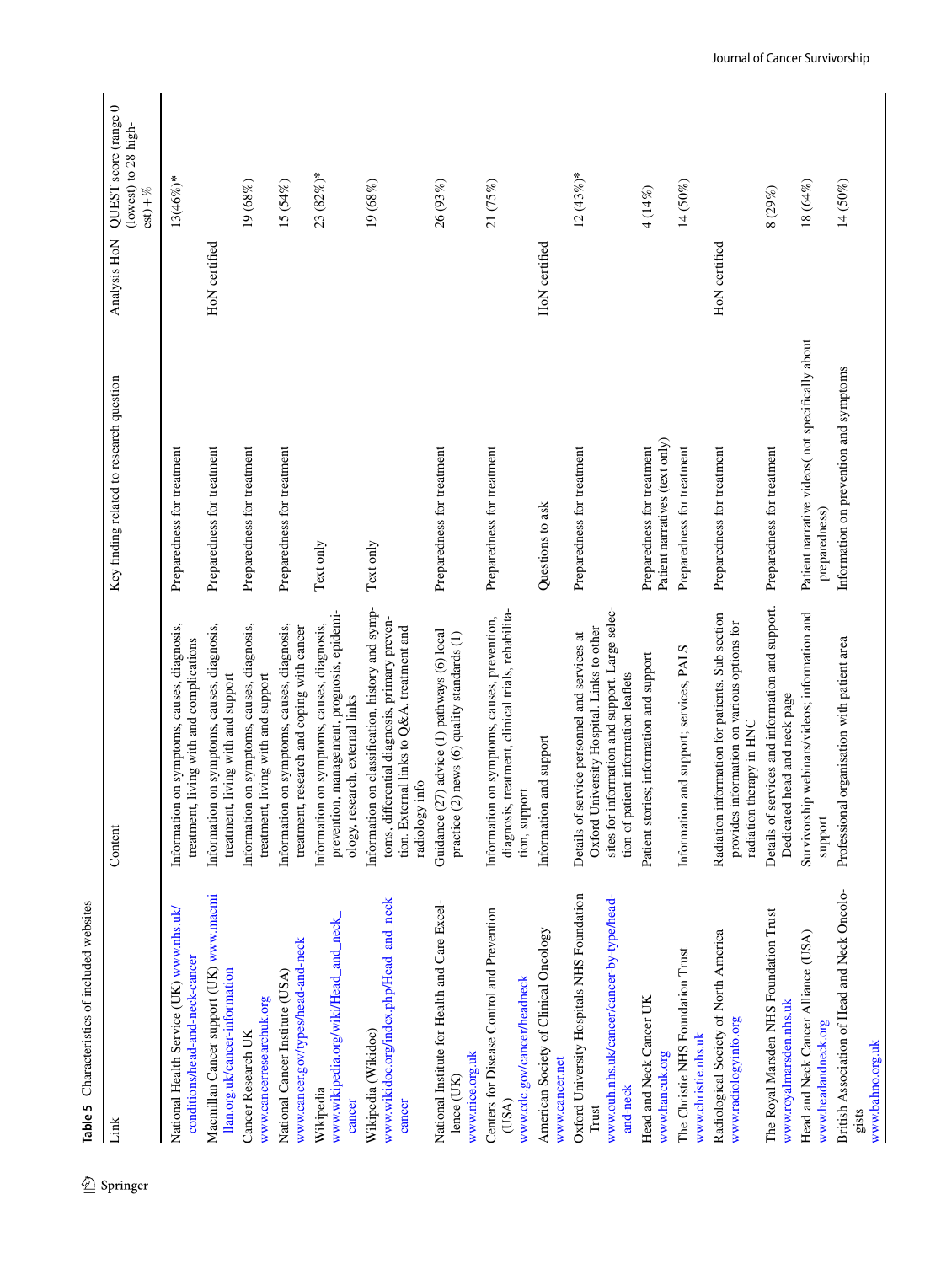**Table 5** Characteristics of included websites

| Link | Content | Key finding related to research question | Analysis HoN | QUEST score (range 0 (lowest) to 28 highest) + % |
|---|---|---|---|---|
| National Health Service (UK) www.nhs.uk/conditions/head-and-neck-cancer | Information on symptoms, causes, diagnosis, treatment, living with and complications | Preparedness for treatment | | 13(46%)* |
| Macmillan Cancer support (UK) www.macmillan.org.uk/cancer-information | Information on symptoms, causes, diagnosis, treatment, living with and support | Preparedness for treatment | HoN certified | |
| Cancer Research UK www.cancerresearchuk.org | Information on symptoms, causes, diagnosis, treatment, living with and support | Preparedness for treatment | | 19 (68%) |
| National Cancer Institute (USA) www.cancer.gov/types/head-and-neck | Information on symptoms, causes, diagnosis, treatment, research and coping with cancer | Preparedness for treatment | | 15 (54%) |
| Wikipedia www.wikipedia.org/wiki/Head_and_neck_cancer | Information on symptoms, causes, diagnosis, prevention, management, prognosis, epidemiology, research, external links | Text only | | 23 (82%)* |
| Wikipedia (Wikidoc) www.wikidoc.org/index.php/Head_and_neck_cancer | Information on classification, history and symptoms, differential diagnosis, primary prevention. External links to Q&A, treatment and radiology info | Text only | | 19 (68%) |
| National Institute for Health and Care Excellence (UK) www.nice.org.uk | Guidance (27) advice (1) pathways (6) local practice (2) news (6) quality standards (1) | Preparedness for treatment | | 26 (93%) |
| Centers for Disease Control and Prevention (USA) www.cdc.gov/cancer/headneck | Information on symptoms, causes, prevention, diagnosis, treatment, clinical trials, rehabilitation, support | Preparedness for treatment | | 21 (75%) |
| American Society of Clinical Oncology www.cancer.net | Information and support | Questions to ask | HoN certified | |
| Oxford University Hospitals NHS Foundation Trust www.ouh.nhs.uk/cancer/cancer-by-type/head-and-neck | Details of service personnel and services at Oxford University Hospital. Links to other sites for information and support. Large selection of patient information leaflets | Preparedness for treatment | | 12 (43%)* |
| Head and Neck Cancer UK www.hancuk.org | Patient stories; information and support | Preparedness for treatment Patient narratives (text only) | | 4 (14%) |
| The Christie NHS Foundation Trust www.christie.nhs.uk | Information and support; services, PALS | Preparedness for treatment | | 14 (50%) |
| Radiological Society of North America www.radiologyinfo.org | Radiation information for patients. Sub section provides information on various options for radiation therapy in HNC | Preparedness for treatment | HoN certified | |
| The Royal Marsden NHS Foundation Trust www.royalmarsden.nhs.uk | Details of services and information and support. Dedicated head and neck page | Preparedness for treatment | | 8 (29%) |
| Head and Neck Cancer Alliance (USA) www.headandneck.org | Survivorship webinars/videos; information and support | Patient narrative videos( not specifically about preparedness) | | 18 (64%) |
| British Association of Head and Neck Oncologists www.bahno.org.uk | Professional organisation with patient area | Information on prevention and symptoms | | 14 (50%) |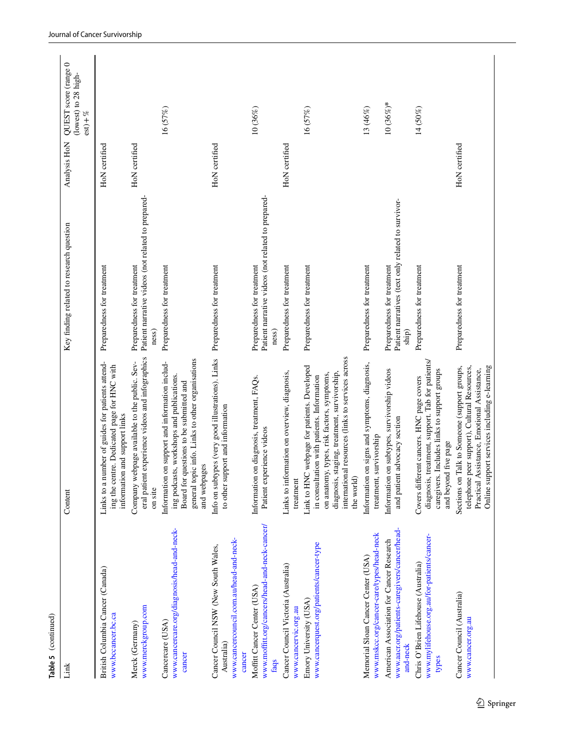**Table 5** (continued)

| Link | Content | Key finding related to research question | Analysis HoN | QUEST score (range 0 (lowest) to 28 highest) + % |
|---|---|---|---|---|
| British Columbia Cancer (Canada) www.bccancer.bc.ca | Links to a number of guides for patients attending the centre. Dedicated page for HNC with information and support links | Preparedness for treatment | HoN certified | |
| Merck (Germany) www.merckgroup.com | Company webpage available to the public. Several patient experience videos and infographics on site | Preparedness for treatment<br>Patient narrative videos (not related to preparedness) | HoN certified | |
| Cancercare (USA) www.cancercare.org/diagnosis/head-and-neck-cancer | Information on support and information including podcasts, workshops and publications. Board for questions to be submitted and general topic info. Links to other organisations and webpages | Preparedness for treatment | | 16 (57%) |
| Cancer Council NSW (New South Wales, Australia) www.cancercouncil.com.au/head-and-neck-cancer | Info on subtypes (very good illustrations). Links to other support and information | Preparedness for treatment | HoN certified | |
| Moffitt Cancer Center (USA) www.moffitt.org/cancers/head-and-neck-cancer/faqs | Information on diagnosis, treatment, FAQs. Patient experience videos | Preparedness for treatment<br>Patient narrative videos (not related to preparedness) | | 10 (36%) |
| Cancer Council Victoria (Australia) www.cancervic.org.au | Links to information on overview, diagnosis, treatment | Preparedness for treatment | HoN certified | |
| Emory University (USA) www.cancerquest.org/patients/cancer-type | Link to HNC webpage for patients. Developed in consultation with patients. Information on anatomy, types, risk factors, symptoms, diagnosis, staging, treatment, survivorship, international resources (links to services across the world) | Preparedness for treatment | | 16 (57%) |
| Memorial Sloan Cancer Center (USA) www.mskcc.org/cancer-care/types/head-neck | Information on signs and symptoms, diagnosis, treatment, survivorship | Preparedness for treatment | | 13 (46%) |
| American Association for Cancer Research www.aacr.org/patients-caregivers/cancer/head-and-neck | Information on subtypes, survivorship videos and patient advocacy section | Preparedness for treatment<br>Patient narratives (text only related to survivorship) | | 10 (36%)* |
| Chris O'Brien Lifehouse (Australia) www.mylifehouse.org.au/for-patients/cancer-types | Covers different cancers. HNC page covers diagnosis, treatment, support. Tab for patients/caregivers. Includes links to support groups and beyond five page | Preparedness for treatment | | 14 (50%) |
| Cancer Council (Australia) www.cancer.org.au | Sections on Talk to Someone (support groups, telephone peer support), Cultural Resources, Practical Assistance, Emotional Assistance, Online support services including e-learning | Preparedness for treatment | HoN certified | |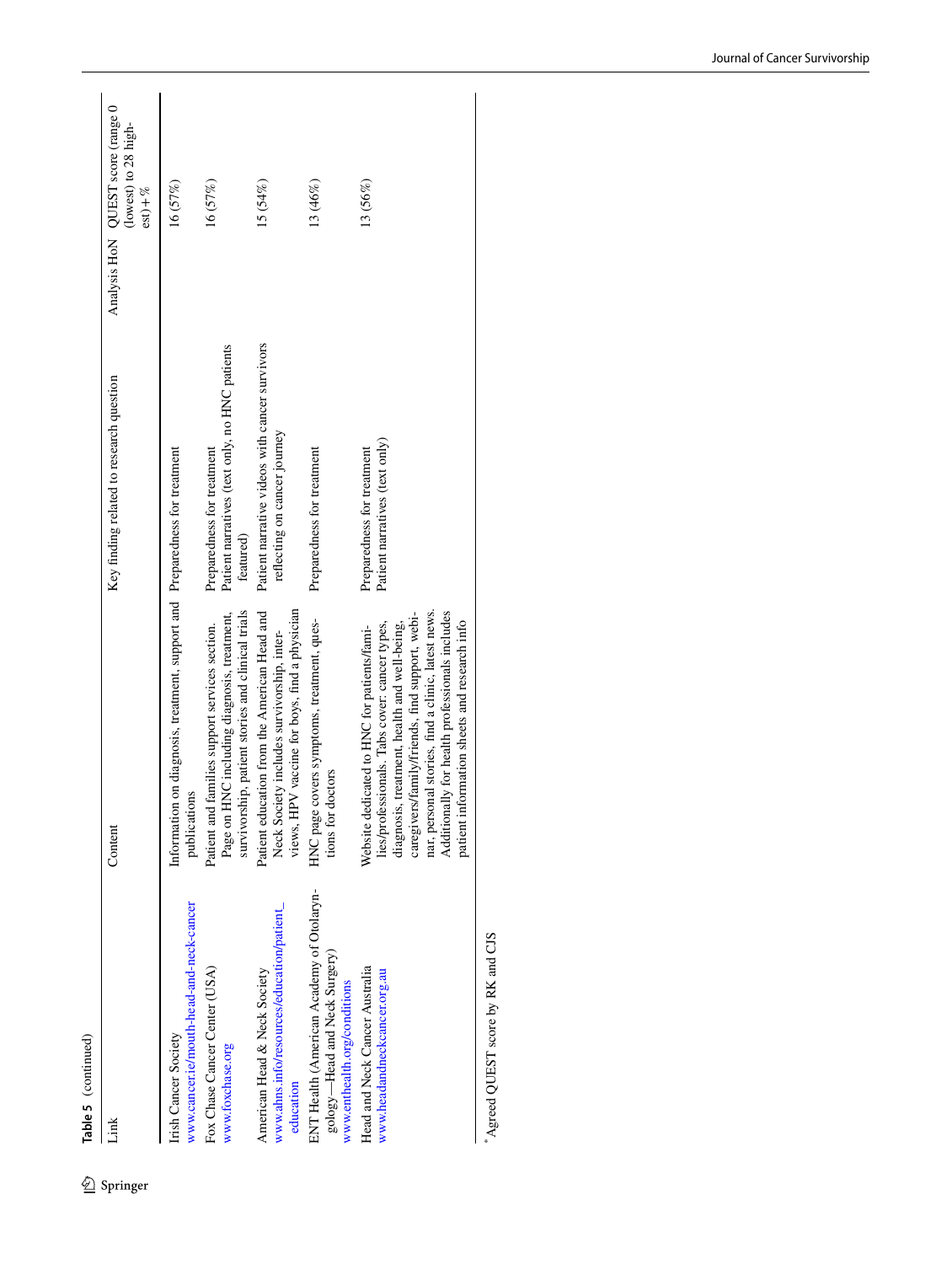**Table 5** (continued)

| Link | Content | Key finding related to research question | Analysis HoN | QUEST score (range 0 (lowest) to 28 highest) + %[a] |
|---|---|---|---|---|
| Irish Cancer Society www.cancer.ie/mouth-head-and-neck-cancer | Information on diagnosis, treatment, support and publications | Preparedness for treatment | | 16 (57%) |
| Fox Chase Cancer Center (USA) www.foxchase.org | Patient and families support services section. Page on HNC including diagnosis, treatment, survivorship, patient stories and clinical trials | Preparedness for treatment Patient narratives (text only, no HNC patients featured) | | 16 (57%) |
| American Head & Neck Society www.ahns.info/resources/education/patient_education | Patient education from the American Head and Neck Society includes survivorship, interviews, HPV vaccine for boys, find a physician | Patient narrative videos with cancer survivors reflecting on cancer journey | | 15 (54%) |
| ENT Health (American Academy of Otolaryngology—Head and Neck Surgery) www.enthealth.org/conditions | HNC page covers symptoms, treatment, questions for doctors | Preparedness for treatment | | 13 (46%) |
| Head and Neck Cancer Australia www.headandneckcancer.org.au | Website dedicated to HNC for patients/families/professionals. Tabs cover: cancer types, diagnosis, treatment, health and well-being, caregivers/family/friends, find support, webinar, personal stories, find a clinic, latest news. Additionally for health professionals includes patient information sheets and research info | Preparedness for treatment Patient narratives (text only) | | 13 (56%) |

[a] Agreed QUEST score by RK and CJS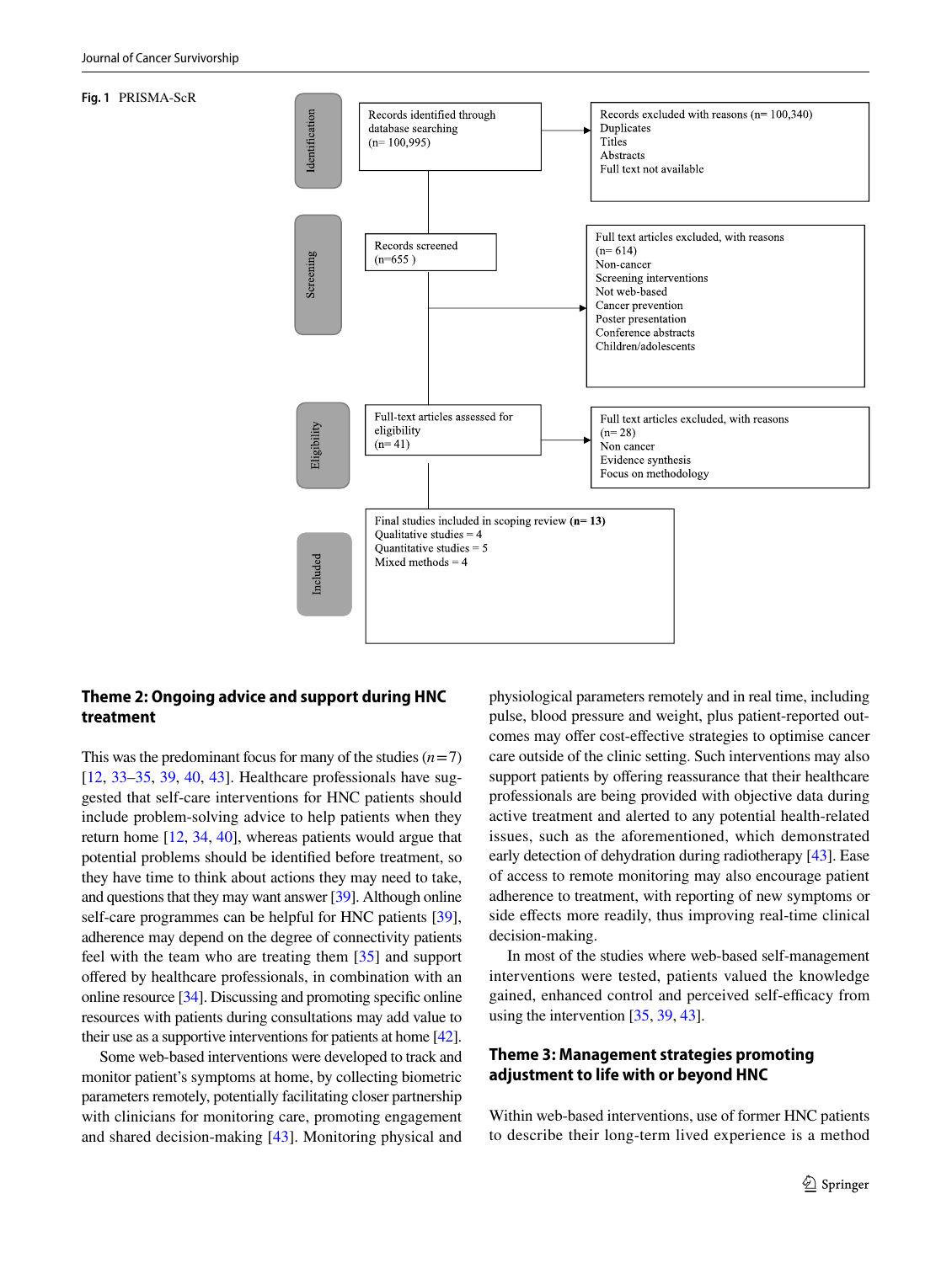**Fig. 1** PRISMA-ScR

| Stage | Box | Excluded |
| --- | --- | --- |
| Identification | Records identified through database searching (n= 100,995) | Records excluded with reasons (n= 100,340) Duplicates Titles Abstracts Full text not available |
| Screening | Records screened (n=655 ) | Full text articles excluded, with reasons (n= 614) Non-cancer Screening interventions Not web-based Cancer prevention Poster presentation Conference abstracts Children/adolescents |
| Eligibility | Full-text articles assessed for eligibility (n= 41) | Full text articles excluded, with reasons (n= 28) Non cancer Evidence synthesis Focus on methodology |
| Included | Final studies included in scoping review **(n= 13)** Qualitative studies = 4 Quantitative studies = 5 Mixed methods = 4 | |

## Theme 2: Ongoing advice and support during HNC treatment

This was the predominant focus for many of the studies ($n=7$) [12, 33–35, 39, 40, 43]. Healthcare professionals have suggested that self-care interventions for HNC patients should include problem-solving advice to help patients when they return home [12, 34, 40], whereas patients would argue that potential problems should be identified before treatment, so they have time to think about actions they may need to take, and questions that they may want answer [39]. Although online self-care programmes can be helpful for HNC patients [39], adherence may depend on the degree of connectivity patients feel with the team who are treating them [35] and support offered by healthcare professionals, in combination with an online resource [34]. Discussing and promoting specific online resources with patients during consultations may add value to their use as a supportive interventions for patients at home [42].

Some web-based interventions were developed to track and monitor patient's symptoms at home, by collecting biometric parameters remotely, potentially facilitating closer partnership with clinicians for monitoring care, promoting engagement and shared decision-making [43]. Monitoring physical and physiological parameters remotely and in real time, including pulse, blood pressure and weight, plus patient-reported outcomes may offer cost-effective strategies to optimise cancer care outside of the clinic setting. Such interventions may also support patients by offering reassurance that their healthcare professionals are being provided with objective data during active treatment and alerted to any potential health-related issues, such as the aforementioned, which demonstrated early detection of dehydration during radiotherapy [43]. Ease of access to remote monitoring may also encourage patient adherence to treatment, with reporting of new symptoms or side effects more readily, thus improving real-time clinical decision-making.

In most of the studies where web-based self-management interventions were tested, patients valued the knowledge gained, enhanced control and perceived self-efficacy from using the intervention [35, 39, 43].

## Theme 3: Management strategies promoting adjustment to life with or beyond HNC

Within web-based interventions, use of former HNC patients to describe their long-term lived experience is a method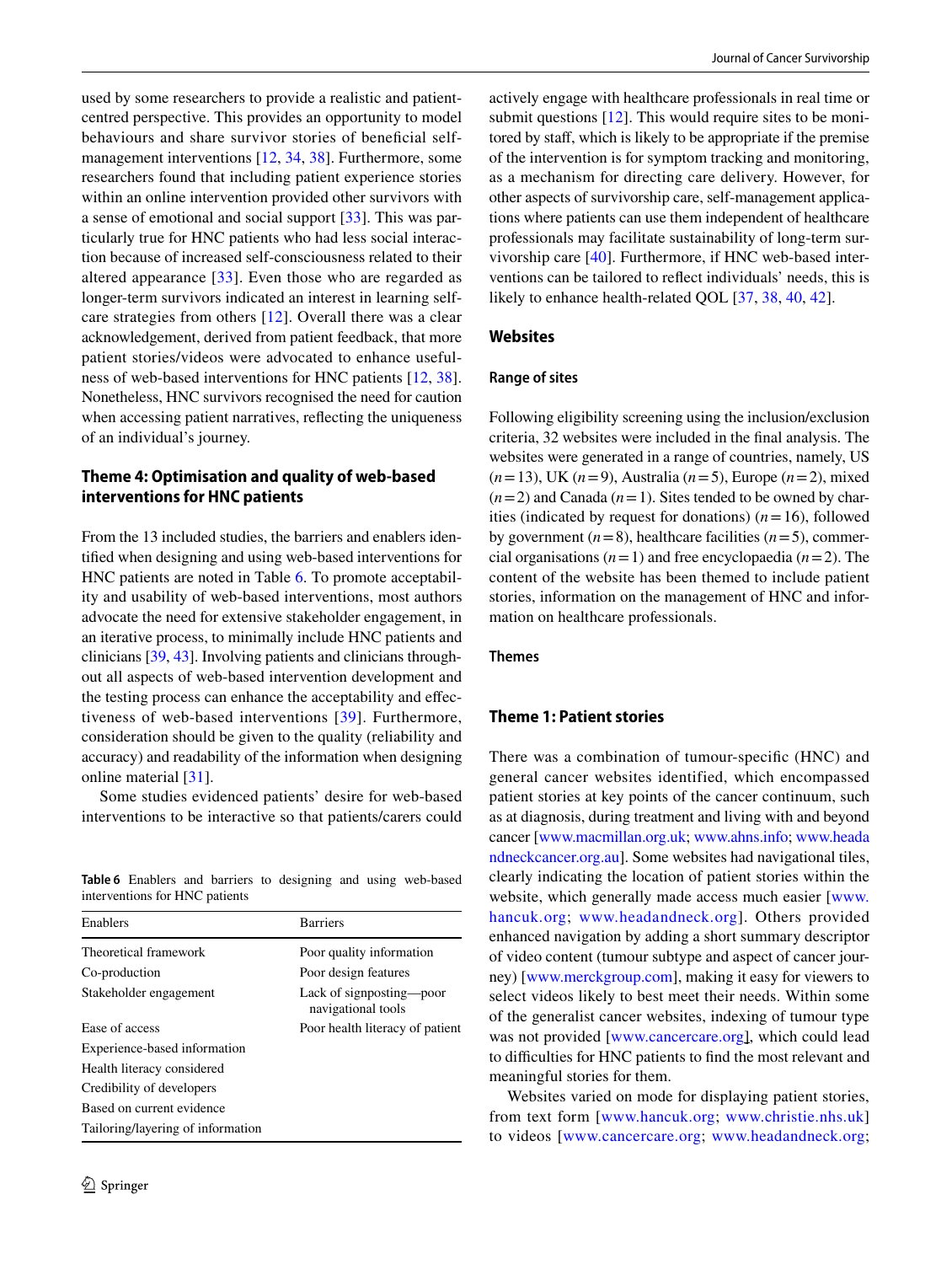used by some researchers to provide a realistic and patient-centred perspective. This provides an opportunity to model behaviours and share survivor stories of beneficial self-management interventions [12, 34, 38]. Furthermore, some researchers found that including patient experience stories within an online intervention provided other survivors with a sense of emotional and social support [33]. This was particularly true for HNC patients who had less social interaction because of increased self-consciousness related to their altered appearance [33]. Even those who are regarded as longer-term survivors indicated an interest in learning self-care strategies from others [12]. Overall there was a clear acknowledgement, derived from patient feedback, that more patient stories/videos were advocated to enhance usefulness of web-based interventions for HNC patients [12, 38]. Nonetheless, HNC survivors recognised the need for caution when accessing patient narratives, reflecting the uniqueness of an individual's journey.

### Theme 4: Optimisation and quality of web-based interventions for HNC patients

From the 13 included studies, the barriers and enablers identified when designing and using web-based interventions for HNC patients are noted in Table 6. To promote acceptability and usability of web-based interventions, most authors advocate the need for extensive stakeholder engagement, in an iterative process, to minimally include HNC patients and clinicians [39, 43]. Involving patients and clinicians throughout all aspects of web-based intervention development and the testing process can enhance the acceptability and effectiveness of web-based interventions [39]. Furthermore, consideration should be given to the quality (reliability and accuracy) and readability of the information when designing online material [31].

Some studies evidenced patients' desire for web-based interventions to be interactive so that patients/carers could actively engage with healthcare professionals in real time or submit questions [12]. This would require sites to be monitored by staff, which is likely to be appropriate if the premise of the intervention is for symptom tracking and monitoring, as a mechanism for directing care delivery. However, for other aspects of survivorship care, self-management applications where patients can use them independent of healthcare professionals may facilitate sustainability of long-term survivorship care [40]. Furthermore, if HNC web-based interventions can be tailored to reflect individuals' needs, this is likely to enhance health-related QOL [37, 38, 40, 42].

**Table 6** Enablers and barriers to designing and using web-based interventions for HNC patients

| Enablers | Barriers |
|---|---|
| Theoretical framework | Poor quality information |
| Co-production | Poor design features |
| Stakeholder engagement | Lack of signposting—poor navigational tools |
| Ease of access | Poor health literacy of patient |
| Experience-based information | |
| Health literacy considered | |
| Credibility of developers | |
| Based on current evidence | |
| Tailoring/layering of information | |

## Websites

### Range of sites

Following eligibility screening using the inclusion/exclusion criteria, 32 websites were included in the final analysis. The websites were generated in a range of countries, namely, US ($n=13$), UK ($n=9$), Australia ($n=5$), Europe ($n=2$), mixed ($n=2$) and Canada ($n=1$). Sites tended to be owned by charities (indicated by request for donations) ($n=16$), followed by government ($n=8$), healthcare facilities ($n=5$), commercial organisations ($n=1$) and free encyclopaedia ($n=2$). The content of the website has been themed to include patient stories, information on the management of HNC and information on healthcare professionals.

### Themes

### Theme 1: Patient stories

There was a combination of tumour-specific (HNC) and general cancer websites identified, which encompassed patient stories at key points of the cancer continuum, such as at diagnosis, during treatment and living with and beyond cancer [www.macmillan.org.uk; www.ahns.info; www.headandneckcancer.org.au]. Some websites had navigational tiles, clearly indicating the location of patient stories within the website, which generally made access much easier [www.hancuk.org; www.headandneck.org]. Others provided enhanced navigation by adding a short summary descriptor of video content (tumour subtype and aspect of cancer journey) [www.merckgroup.com], making it easy for viewers to select videos likely to best meet their needs. Within some of the generalist cancer websites, indexing of tumour type was not provided [www.cancercare.org], which could lead to difficulties for HNC patients to find the most relevant and meaningful stories for them.

Websites varied on mode for displaying patient stories, from text form [www.hancuk.org; www.christie.nhs.uk] to videos [www.cancercare.org; www.headandneck.org;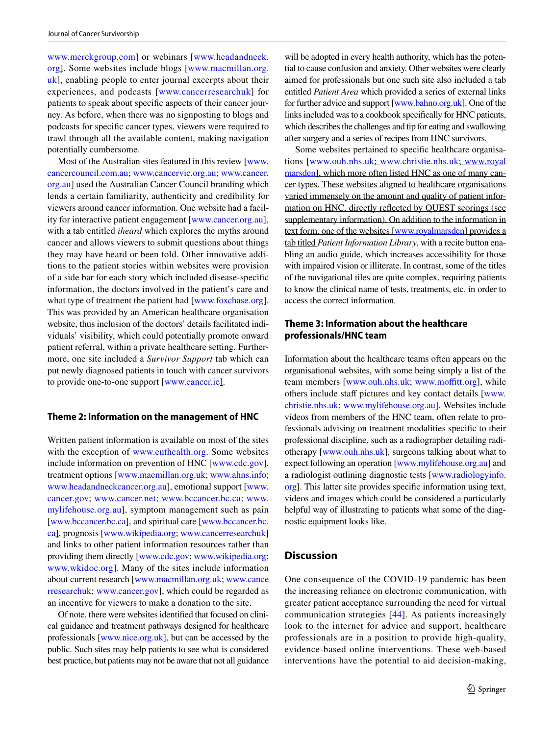www.merckgroup.com] or webinars [www.headandneck.org]. Some websites include blogs [www.macmillan.org.uk], enabling people to enter journal excerpts about their experiences, and podcasts [www.cancerresearchuk] for patients to speak about specific aspects of their cancer journey. As before, when there was no signposting to blogs and podcasts for specific cancer types, viewers were required to trawl through all the available content, making navigation potentially cumbersome.

Most of the Australian sites featured in this review [www.cancercouncil.com.au; www.cancervic.org.au; www.cancer.org.au] used the Australian Cancer Council branding which lends a certain familiarity, authenticity and credibility for viewers around cancer information. One website had a facility for interactive patient engagement [www.cancer.org.au], with a tab entitled *iheard* which explores the myths around cancer and allows viewers to submit questions about things they may have heard or been told. Other innovative additions to the patient stories within websites were provision of a side bar for each story which included disease-specific information, the doctors involved in the patient's care and what type of treatment the patient had [www.foxchase.org]. This was provided by an American healthcare organisation website, thus inclusion of the doctors' details facilitated individuals' visibility, which could potentially promote onward patient referral, within a private healthcare setting. Furthermore, one site included a *Survivor Support* tab which can put newly diagnosed patients in touch with cancer survivors to provide one-to-one support [www.cancer.ie].

### Theme 2: Information on the management of HNC

Written patient information is available on most of the sites with the exception of www.enthealth.org. Some websites include information on prevention of HNC [www.cdc.gov], treatment options [www.macmillan.org.uk; www.ahns.info; www.headandneckcancer.org.au], emotional support [www.cancer.gov; www.cancer.net; www.bccancer.bc.ca; www.mylifehouse.org.au], symptom management such as pain [www.bccancer.bc.ca], and spiritual care [www.bccancer.bc.ca], prognosis [www.wikipedia.org; www.cancerresearchuk] and links to other patient information resources rather than providing them directly [www.cdc.gov; www.wikipedia.org; www.wkidoc.org]. Many of the sites include information about current research [www.macmillan.org.uk; www.cancerresearchuk; www.cancer.gov], which could be regarded as an incentive for viewers to make a donation to the site.

Of note, there were websites identified that focused on clinical guidance and treatment pathways designed for healthcare professionals [www.nice.org.uk], but can be accessed by the public. Such sites may help patients to see what is considered best practice, but patients may not be aware that not all guidance will be adopted in every health authority, which has the potential to cause confusion and anxiety. Other websites were clearly aimed for professionals but one such site also included a tab entitled *Patient Area* which provided a series of external links for further advice and support [www.bahno.org.uk]. One of the links included was to a cookbook specifically for HNC patients, which describes the challenges and tip for eating and swallowing after surgery and a series of recipes from HNC survivors.

Some websites pertained to specific healthcare organisations [www.ouh.nhs.uk; www.christie.nhs.uk; www.royalmarsden], which more often listed HNC as one of many cancer types. These websites aligned to healthcare organisations varied immensely on the amount and quality of patient information on HNC, directly reflected by QUEST scorings (see supplementary information). On addition to the information in text form, one of the websites [www.royalmarsden] provides a tab titled *Patient Information Library*, with a recite button enabling an audio guide, which increases accessibility for those with impaired vision or illiterate. In contrast, some of the titles of the navigational tiles are quite complex, requiring patients to know the clinical name of tests, treatments, etc. in order to access the correct information.

### Theme 3: Information about the healthcare professionals/HNC team

Information about the healthcare teams often appears on the organisational websites, with some being simply a list of the team members [www.ouh.nhs.uk; www.moffitt.org], while others include staff pictures and key contact details [www.christie.nhs.uk; www.mylifehouse.org.au]. Websites include videos from members of the HNC team, often relate to professionals advising on treatment modalities specific to their professional discipline, such as a radiographer detailing radiotherapy [www.ouh.nhs.uk], surgeons talking about what to expect following an operation [www.mylifehouse.org.au] and a radiologist outlining diagnostic tests [www.radiologyinfo.org]. This latter site provides specific information using text, videos and images which could be considered a particularly helpful way of illustrating to patients what some of the diagnostic equipment looks like.

## Discussion

One consequence of the COVID-19 pandemic has been the increasing reliance on electronic communication, with greater patient acceptance surrounding the need for virtual communication strategies [44]. As patients increasingly look to the internet for advice and support, healthcare professionals are in a position to provide high-quality, evidence-based online interventions. These web-based interventions have the potential to aid decision-making,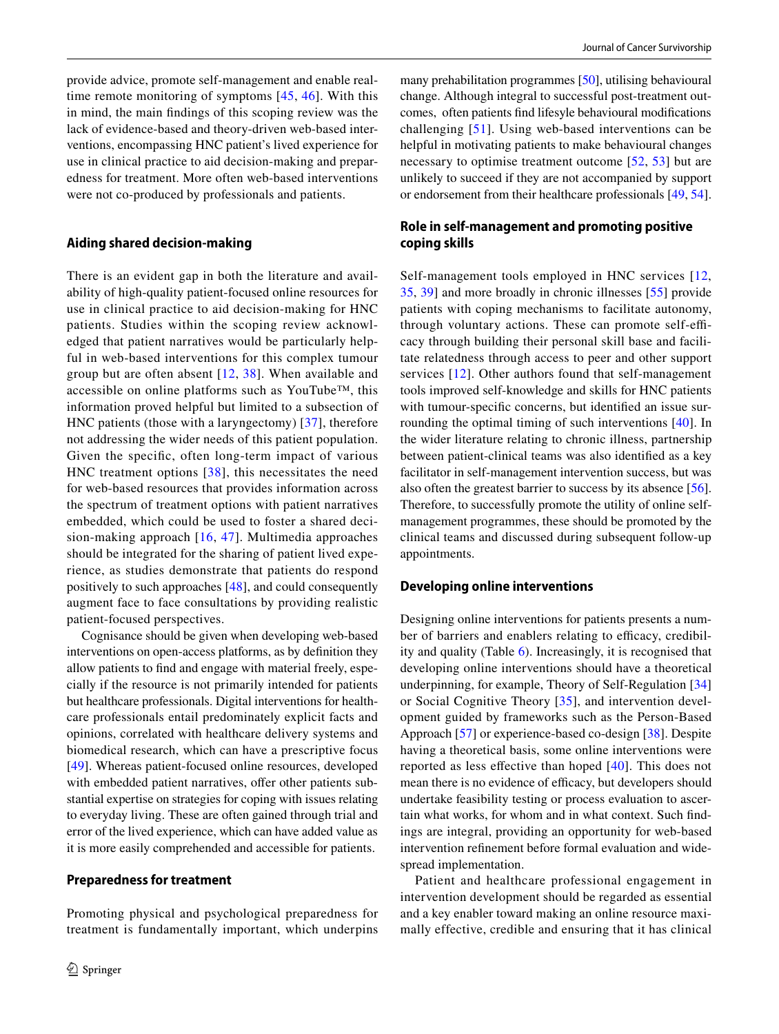provide advice, promote self-management and enable real-time remote monitoring of symptoms [45, 46]. With this in mind, the main findings of this scoping review was the lack of evidence-based and theory-driven web-based interventions, encompassing HNC patient's lived experience for use in clinical practice to aid decision-making and preparedness for treatment. More often web-based interventions were not co-produced by professionals and patients.

### Aiding shared decision-making

There is an evident gap in both the literature and availability of high-quality patient-focused online resources for use in clinical practice to aid decision-making for HNC patients. Studies within the scoping review acknowledged that patient narratives would be particularly helpful in web-based interventions for this complex tumour group but are often absent [12, 38]. When available and accessible on online platforms such as YouTube™, this information proved helpful but limited to a subsection of HNC patients (those with a laryngectomy) [37], therefore not addressing the wider needs of this patient population. Given the specific, often long-term impact of various HNC treatment options [38], this necessitates the need for web-based resources that provides information across the spectrum of treatment options with patient narratives embedded, which could be used to foster a shared decision-making approach [16, 47]. Multimedia approaches should be integrated for the sharing of patient lived experience, as studies demonstrate that patients do respond positively to such approaches [48], and could consequently augment face to face consultations by providing realistic patient-focused perspectives.

Cognisance should be given when developing web-based interventions on open-access platforms, as by definition they allow patients to find and engage with material freely, especially if the resource is not primarily intended for patients but healthcare professionals. Digital interventions for healthcare professionals entail predominately explicit facts and opinions, correlated with healthcare delivery systems and biomedical research, which can have a prescriptive focus [49]. Whereas patient-focused online resources, developed with embedded patient narratives, offer other patients substantial expertise on strategies for coping with issues relating to everyday living. These are often gained through trial and error of the lived experience, which can have added value as it is more easily comprehended and accessible for patients.

### Preparedness for treatment

Promoting physical and psychological preparedness for treatment is fundamentally important, which underpins many prehabilitation programmes [50], utilising behavioural change. Although integral to successful post-treatment outcomes, often patients find lifesyle behavioural modifications challenging [51]. Using web-based interventions can be helpful in motivating patients to make behavioural changes necessary to optimise treatment outcome [52, 53] but are unlikely to succeed if they are not accompanied by support or endorsement from their healthcare professionals [49, 54].

### Role in self-management and promoting positive coping skills

Self-management tools employed in HNC services [12, 35, 39] and more broadly in chronic illnesses [55] provide patients with coping mechanisms to facilitate autonomy, through voluntary actions. These can promote self-efficacy through building their personal skill base and facilitate relatedness through access to peer and other support services [12]. Other authors found that self-management tools improved self-knowledge and skills for HNC patients with tumour-specific concerns, but identified an issue surrounding the optimal timing of such interventions [40]. In the wider literature relating to chronic illness, partnership between patient-clinical teams was also identified as a key facilitator in self-management intervention success, but was also often the greatest barrier to success by its absence [56]. Therefore, to successfully promote the utility of online self-management programmes, these should be promoted by the clinical teams and discussed during subsequent follow-up appointments.

### Developing online interventions

Designing online interventions for patients presents a number of barriers and enablers relating to efficacy, credibility and quality (Table 6). Increasingly, it is recognised that developing online interventions should have a theoretical underpinning, for example, Theory of Self-Regulation [34] or Social Cognitive Theory [35], and intervention development guided by frameworks such as the Person-Based Approach [57] or experience-based co-design [38]. Despite having a theoretical basis, some online interventions were reported as less effective than hoped [40]. This does not mean there is no evidence of efficacy, but developers should undertake feasibility testing or process evaluation to ascertain what works, for whom and in what context. Such findings are integral, providing an opportunity for web-based intervention refinement before formal evaluation and widespread implementation.

Patient and healthcare professional engagement in intervention development should be regarded as essential and a key enabler toward making an online resource maximally effective, credible and ensuring that it has clinical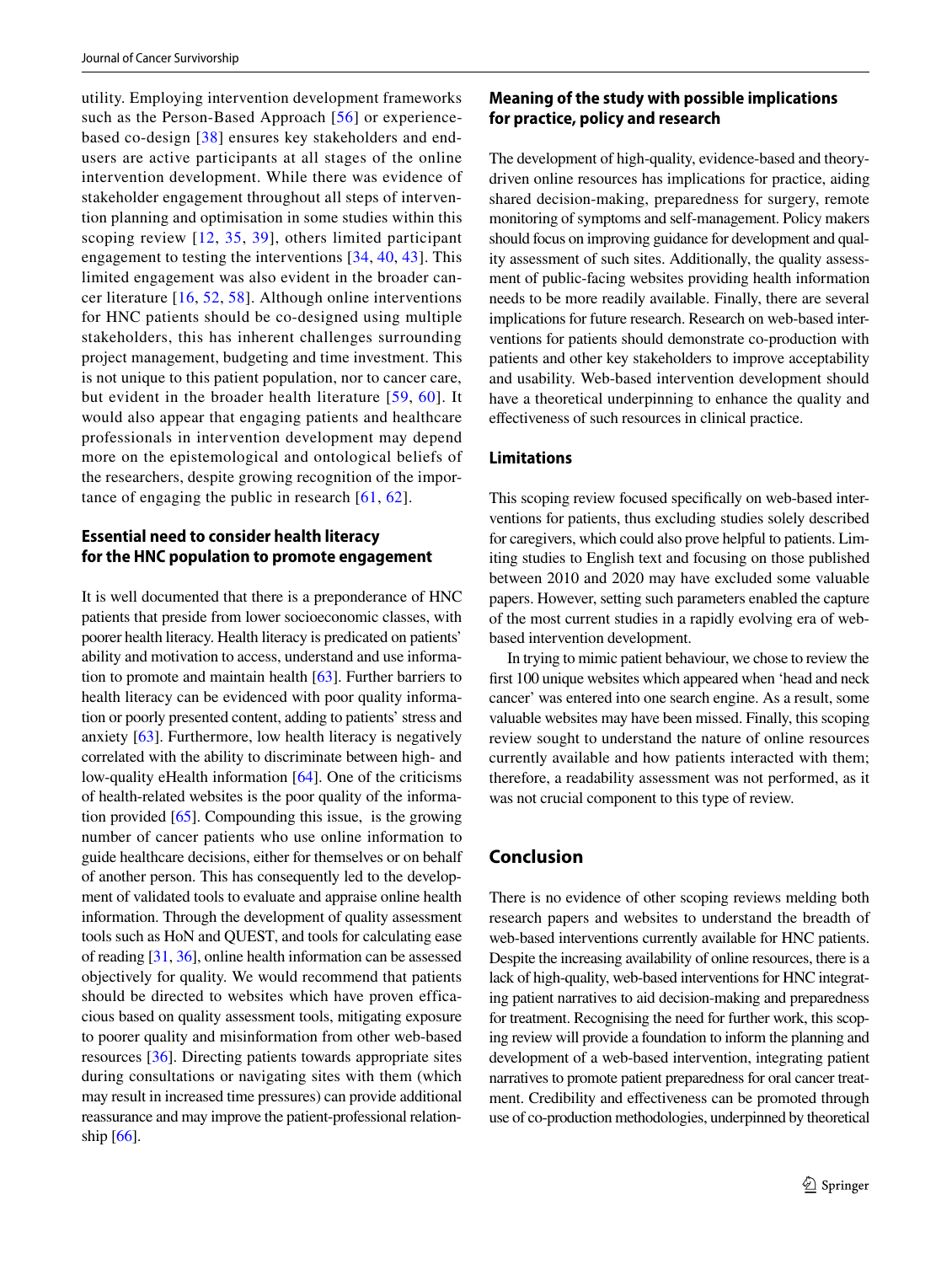utility. Employing intervention development frameworks such as the Person-Based Approach [56] or experience-based co-design [38] ensures key stakeholders and end-users are active participants at all stages of the online intervention development. While there was evidence of stakeholder engagement throughout all steps of intervention planning and optimisation in some studies within this scoping review [12, 35, 39], others limited participant engagement to testing the interventions [34, 40, 43]. This limited engagement was also evident in the broader cancer literature [16, 52, 58]. Although online interventions for HNC patients should be co-designed using multiple stakeholders, this has inherent challenges surrounding project management, budgeting and time investment. This is not unique to this patient population, nor to cancer care, but evident in the broader health literature [59, 60]. It would also appear that engaging patients and healthcare professionals in intervention development may depend more on the epistemological and ontological beliefs of the researchers, despite growing recognition of the importance of engaging the public in research [61, 62].

### Essential need to consider health literacy for the HNC population to promote engagement

It is well documented that there is a preponderance of HNC patients that preside from lower socioeconomic classes, with poorer health literacy. Health literacy is predicated on patients' ability and motivation to access, understand and use information to promote and maintain health [63]. Further barriers to health literacy can be evidenced with poor quality information or poorly presented content, adding to patients' stress and anxiety [63]. Furthermore, low health literacy is negatively correlated with the ability to discriminate between high- and low-quality eHealth information [64]. One of the criticisms of health-related websites is the poor quality of the information provided [65]. Compounding this issue, is the growing number of cancer patients who use online information to guide healthcare decisions, either for themselves or on behalf of another person. This has consequently led to the development of validated tools to evaluate and appraise online health information. Through the development of quality assessment tools such as HoN and QUEST, and tools for calculating ease of reading [31, 36], online health information can be assessed objectively for quality. We would recommend that patients should be directed to websites which have proven efficacious based on quality assessment tools, mitigating exposure to poorer quality and misinformation from other web-based resources [36]. Directing patients towards appropriate sites during consultations or navigating sites with them (which may result in increased time pressures) can provide additional reassurance and may improve the patient-professional relationship [66].

### Meaning of the study with possible implications for practice, policy and research

The development of high-quality, evidence-based and theory-driven online resources has implications for practice, aiding shared decision-making, preparedness for surgery, remote monitoring of symptoms and self-management. Policy makers should focus on improving guidance for development and quality assessment of such sites. Additionally, the quality assessment of public-facing websites providing health information needs to be more readily available. Finally, there are several implications for future research. Research on web-based interventions for patients should demonstrate co-production with patients and other key stakeholders to improve acceptability and usability. Web-based intervention development should have a theoretical underpinning to enhance the quality and effectiveness of such resources in clinical practice.

### Limitations

This scoping review focused specifically on web-based interventions for patients, thus excluding studies solely described for caregivers, which could also prove helpful to patients. Limiting studies to English text and focusing on those published between 2010 and 2020 may have excluded some valuable papers. However, setting such parameters enabled the capture of the most current studies in a rapidly evolving era of web-based intervention development.

In trying to mimic patient behaviour, we chose to review the first 100 unique websites which appeared when 'head and neck cancer' was entered into one search engine. As a result, some valuable websites may have been missed. Finally, this scoping review sought to understand the nature of online resources currently available and how patients interacted with them; therefore, a readability assessment was not performed, as it was not crucial component to this type of review.

## Conclusion

There is no evidence of other scoping reviews melding both research papers and websites to understand the breadth of web-based interventions currently available for HNC patients. Despite the increasing availability of online resources, there is a lack of high-quality, web-based interventions for HNC integrating patient narratives to aid decision-making and preparedness for treatment. Recognising the need for further work, this scoping review will provide a foundation to inform the planning and development of a web-based intervention, integrating patient narratives to promote patient preparedness for oral cancer treatment. Credibility and effectiveness can be promoted through use of co-production methodologies, underpinned by theoretical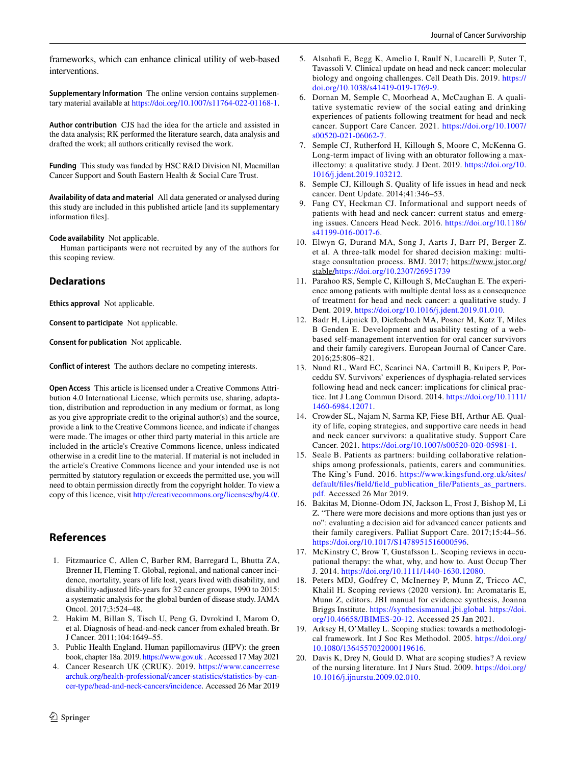frameworks, which can enhance clinical utility of web-based interventions.

**Supplementary Information** The online version contains supplementary material available at https://doi.org/10.1007/s11764-022-01168-1.

**Author contribution** CJS had the idea for the article and assisted in the data analysis; RK performed the literature search, data analysis and drafted the work; all authors critically revised the work.

**Funding** This study was funded by HSC R&D Division NI, Macmillan Cancer Support and South Eastern Health & Social Care Trust.

**Availability of data and material** All data generated or analysed during this study are included in this published article [and its supplementary information files].

**Code availability** Not applicable.

Human participants were not recruited by any of the authors for this scoping review.

## Declarations

**Ethics approval** Not applicable.

**Consent to participate** Not applicable.

**Consent for publication** Not applicable.

**Conflict of interest** The authors declare no competing interests.

**Open Access** This article is licensed under a Creative Commons Attribution 4.0 International License, which permits use, sharing, adaptation, distribution and reproduction in any medium or format, as long as you give appropriate credit to the original author(s) and the source, provide a link to the Creative Commons licence, and indicate if changes were made. The images or other third party material in this article are included in the article's Creative Commons licence, unless indicated otherwise in a credit line to the material. If material is not included in the article's Creative Commons licence and your intended use is not permitted by statutory regulation or exceeds the permitted use, you will need to obtain permission directly from the copyright holder. To view a copy of this licence, visit http://creativecommons.org/licenses/by/4.0/.

## References

1. Fitzmaurice C, Allen C, Barber RM, Barregard L, Bhutta ZA, Brenner H, Fleming T. Global, regional, and national cancer incidence, mortality, years of life lost, years lived with disability, and disability-adjusted life-years for 32 cancer groups, 1990 to 2015: a systematic analysis for the global burden of disease study. JAMA Oncol. 2017;3:524–48.
2. Hakim M, Billan S, Tisch U, Peng G, Dvrokind I, Marom O, et al. Diagnosis of head-and-neck cancer from exhaled breath. Br J Cancer. 2011;104:1649–55.
3. Public Health England. Human papillomavirus (HPV): the green book, chapter 18a. 2019. https://www.gov.uk . Accessed 17 May 2021
4. Cancer Research UK (CRUK). 2019. https://www.cancerresearchuk.org/health-professional/cancer-statistics/statistics-by-cancer-type/head-and-neck-cancers/incidence. Accessed 26 Mar 2019
5. Alsahafi E, Begg K, Amelio I, Raulf N, Lucarelli P, Suter T, Tavassoli V. Clinical update on head and neck cancer: molecular biology and ongoing challenges. Cell Death Dis. 2019. https://doi.org/10.1038/s41419-019-1769-9.
6. Dornan M, Semple C, Moorhead A, McCaughan E. A qualitative systematic review of the social eating and drinking experiences of patients following treatment for head and neck cancer. Support Care Cancer. 2021. https://doi.org/10.1007/s00520-021-06062-7.
7. Semple CJ, Rutherford H, Killough S, Moore C, McKenna G. Long-term impact of living with an obturator following a maxillectomy: a qualitative study. J Dent. 2019. https://doi.org/10.1016/j.jdent.2019.103212.
8. Semple CJ, Killough S. Quality of life issues in head and neck cancer. Dent Update. 2014;41:346–53.
9. Fang CY, Heckman CJ. Informational and support needs of patients with head and neck cancer: current status and emerging issues. Cancers Head Neck. 2016. https://doi.org/10.1186/s41199-016-0017-6.
10. Elwyn G, Durand MA, Song J, Aarts J, Barr PJ, Berger Z. et al. A three-talk model for shared decision making: multistage consultation process. BMJ. 2017; https://www.jstor.org/stable/https://doi.org/10.2307/26951739
11. Parahoo RS, Semple C, Killough S, McCaughan E. The experience among patients with multiple dental loss as a consequence of treatment for head and neck cancer: a qualitative study. J Dent. 2019. https://doi.org/10.1016/j.jdent.2019.01.010.
12. Badr H, Lipnick D, Diefenbach MA, Posner M, Kotz T, Miles B Genden E. Development and usability testing of a web-based self-management intervention for oral cancer survivors and their family caregivers. European Journal of Cancer Care. 2016;25:806–821.
13. Nund RL, Ward EC, Scarinci NA, Cartmill B, Kuipers P, Porceddu SV. Survivors' experiences of dysphagia-related services following head and neck cancer: implications for clinical practice. Int J Lang Commun Disord. 2014. https://doi.org/10.1111/1460-6984.12071.
14. Crowder SL, Najam N, Sarma KP, Fiese BH, Arthur AE. Quality of life, coping strategies, and supportive care needs in head and neck cancer survivors: a qualitative study. Support Care Cancer. 2021. https://doi.org/10.1007/s00520-020-05981-1.
15. Seale B. Patients as partners: building collaborative relationships among professionals, patients, carers and communities. The King's Fund. 2016. https://www.kingsfund.org.uk/sites/default/files/field/field_publication_file/Patients_as_partners.pdf. Accessed 26 Mar 2019.
16. Bakitas M, Dionne-Odom JN, Jackson L, Frost J, Bishop M, Li Z. "There were more decisions and more options than just yes or no": evaluating a decision aid for advanced cancer patients and their family caregivers. Palliat Support Care. 2017;15:44–56. https://doi.org/10.1017/S1478951516000596.
17. McKinstry C, Brow T, Gustafsson L. Scoping reviews in occupational therapy: the what, why, and how to. Aust Occup Ther J. 2014. https://doi.org/10.1111/1440-1630.12080.
18. Peters MDJ, Godfrey C, McInerney P, Munn Z, Tricco AC, Khalil H. Scoping reviews (2020 version). In: Aromataris E, Munn Z, editors. JBI manual for evidence synthesis, Joanna Briggs Institute. https://synthesismanual.jbi.global. https://doi.org/10.46658/JBIMES-20-12. Accessed 25 Jan 2021.
19. Arksey H, O'Malley L. Scoping studies: towards a methodological framework. Int J Soc Res Methodol. 2005. https://doi.org/10.1080/1364557032000119616.
20. Davis K, Drey N, Gould D. What are scoping studies? A review of the nursing literature. Int J Nurs Stud. 2009. https://doi.org/10.1016/j.ijnurstu.2009.02.010.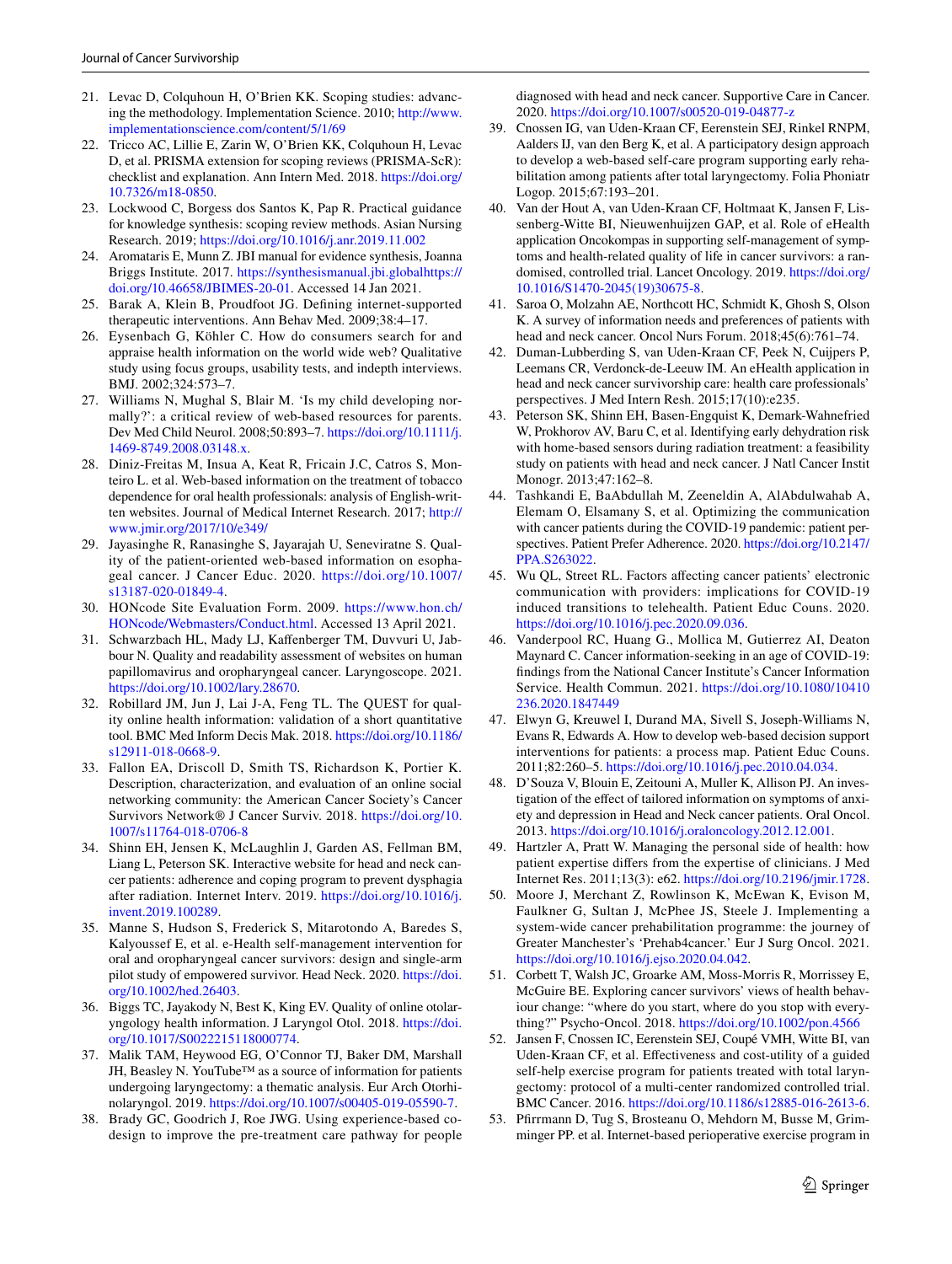21. Levac D, Colquhoun H, O'Brien KK. Scoping studies: advancing the methodology. Implementation Science. 2010; http://www.implementationscience.com/content/5/1/69
22. Tricco AC, Lillie E, Zarin W, O'Brien KK, Colquhoun H, Levac D, et al. PRISMA extension for scoping reviews (PRISMA-ScR): checklist and explanation. Ann Intern Med. 2018. https://doi.org/10.7326/m18-0850.
23. Lockwood C, Borgess dos Santos K, Pap R. Practical guidance for knowledge synthesis: scoping review methods. Asian Nursing Research. 2019; https://doi.org/10.1016/j.anr.2019.11.002
24. Aromataris E, Munn Z. JBI manual for evidence synthesis, Joanna Briggs Institute. 2017. https://synthesismanual.jbi.globalhttps://doi.org/10.46658/JBIMES-20-01. Accessed 14 Jan 2021.
25. Barak A, Klein B, Proudfoot JG. Defining internet-supported therapeutic interventions. Ann Behav Med. 2009;38:4–17.
26. Eysenbach G, Köhler C. How do consumers search for and appraise health information on the world wide web? Qualitative study using focus groups, usability tests, and indepth interviews. BMJ. 2002;324:573–7.
27. Williams N, Mughal S, Blair M. 'Is my child developing normally?': a critical review of web-based resources for parents. Dev Med Child Neurol. 2008;50:893–7. https://doi.org/10.1111/j.1469-8749.2008.03148.x.
28. Diniz-Freitas M, Insua A, Keat R, Fricain J.C, Catros S, Monteiro L. et al. Web-based information on the treatment of tobacco dependence for oral health professionals: analysis of English-written websites. Journal of Medical Internet Research. 2017; http://www.jmir.org/2017/10/e349/
29. Jayasinghe R, Ranasinghe S, Jayarajah U, Seneviratne S. Quality of the patient-oriented web-based information on esophageal cancer. J Cancer Educ. 2020. https://doi.org/10.1007/s13187-020-01849-4.
30. HONcode Site Evaluation Form. 2009. https://www.hon.ch/HONcode/Webmasters/Conduct.html. Accessed 13 April 2021.
31. Schwarzbach HL, Mady LJ, Kaffenberger TM, Duvvuri U, Jabbour N. Quality and readability assessment of websites on human papillomavirus and oropharyngeal cancer. Laryngoscope. 2021. https://doi.org/10.1002/lary.28670.
32. Robillard JM, Jun J, Lai J-A, Feng TL. The QUEST for quality online health information: validation of a short quantitative tool. BMC Med Inform Decis Mak. 2018. https://doi.org/10.1186/s12911-018-0668-9.
33. Fallon EA, Driscoll D, Smith TS, Richardson K, Portier K. Description, characterization, and evaluation of an online social networking community: the American Cancer Society's Cancer Survivors Network® J Cancer Surviv. 2018. https://doi.org/10.1007/s11764-018-0706-8
34. Shinn EH, Jensen K, McLaughlin J, Garden AS, Fellman BM, Liang L, Peterson SK. Interactive website for head and neck cancer patients: adherence and coping program to prevent dysphagia after radiation. Internet Interv. 2019. https://doi.org/10.1016/j.invent.2019.100289.
35. Manne S, Hudson S, Frederick S, Mitarotondo A, Baredes S, Kalyoussef E, et al. e-Health self-management intervention for oral and oropharyngeal cancer survivors: design and single-arm pilot study of empowered survivor. Head Neck. 2020. https://doi.org/10.1002/hed.26403.
36. Biggs TC, Jayakody N, Best K, King EV. Quality of online otolaryngology health information. J Laryngol Otol. 2018. https://doi.org/10.1017/S0022215118000774.
37. Malik TAM, Heywood EG, O'Connor TJ, Baker DM, Marshall JH, Beasley N. YouTube™ as a source of information for patients undergoing laryngectomy: a thematic analysis. Eur Arch Otorhinolaryngol. 2019. https://doi.org/10.1007/s00405-019-05590-7.
38. Brady GC, Goodrich J, Roe JWG. Using experience-based co-design to improve the pre-treatment care pathway for people diagnosed with head and neck cancer. Supportive Care in Cancer. 2020. https://doi.org/10.1007/s00520-019-04877-z
39. Cnossen IG, van Uden-Kraan CF, Eerenstein SEJ, Rinkel RNPM, Aalders IJ, van den Berg K, et al. A participatory design approach to develop a web-based self-care program supporting early rehabilitation among patients after total laryngectomy. Folia Phoniatr Logop. 2015;67:193–201.
40. Van der Hout A, van Uden-Kraan CF, Holtmaat K, Jansen F, Lissenberg-Witte BI, Nieuwenhuijzen GAP, et al. Role of eHealth application Oncokompas in supporting self-management of symptoms and health-related quality of life in cancer survivors: a randomised, controlled trial. Lancet Oncology. 2019. https://doi.org/10.1016/S1470-2045(19)30675-8.
41. Saroa O, Molzahn AE, Northcott HC, Schmidt K, Ghosh S, Olson K. A survey of information needs and preferences of patients with head and neck cancer. Oncol Nurs Forum. 2018;45(6):761–74.
42. Duman-Lubberding S, van Uden-Kraan CF, Peek N, Cuijpers P, Leemans CR, Verdonck-de-Leeuw IM. An eHealth application in head and neck cancer survivorship care: health care professionals' perspectives. J Med Intern Resh. 2015;17(10):e235.
43. Peterson SK, Shinn EH, Basen-Engquist K, Demark-Wahnefried W, Prokhorov AV, Baru C, et al. Identifying early dehydration risk with home-based sensors during radiation treatment: a feasibility study on patients with head and neck cancer. J Natl Cancer Instit Monogr. 2013;47:162–8.
44. Tashkandi E, BaAbdullah M, Zeeneldin A, AlAbdulwahab A, Elemam O, Elsamany S, et al. Optimizing the communication with cancer patients during the COVID-19 pandemic: patient perspectives. Patient Prefer Adherence. 2020. https://doi.org/10.2147/PPA.S263022.
45. Wu QL, Street RL. Factors affecting cancer patients' electronic communication with providers: implications for COVID-19 induced transitions to telehealth. Patient Educ Couns. 2020. https://doi.org/10.1016/j.pec.2020.09.036.
46. Vanderpool RC, Huang G., Mollica M, Gutierrez AI, Deaton Maynard C. Cancer information-seeking in an age of COVID-19: findings from the National Cancer Institute's Cancer Information Service. Health Commun. 2021. https://doi.org/10.1080/10410236.2020.1847449
47. Elwyn G, Kreuwel I, Durand MA, Sivell S, Joseph-Williams N, Evans R, Edwards A. How to develop web-based decision support interventions for patients: a process map. Patient Educ Couns. 2011;82:260–5. https://doi.org/10.1016/j.pec.2010.04.034.
48. D'Souza V, Blouin E, Zeitouni A, Muller K, Allison PJ. An investigation of the effect of tailored information on symptoms of anxiety and depression in Head and Neck cancer patients. Oral Oncol. 2013. https://doi.org/10.1016/j.oraloncology.2012.12.001.
49. Hartzler A, Pratt W. Managing the personal side of health: how patient expertise differs from the expertise of clinicians. J Med Internet Res. 2011;13(3): e62. https://doi.org/10.2196/jmir.1728.
50. Moore J, Merchant Z, Rowlinson K, McEwan K, Evison M, Faulkner G, Sultan J, McPhee JS, Steele J. Implementing a system-wide cancer prehabilitation programme: the journey of Greater Manchester's 'Prehab4cancer.' Eur J Surg Oncol. 2021. https://doi.org/10.1016/j.ejso.2020.04.042.
51. Corbett T, Walsh JC, Groarke AM, Moss-Morris R, Morrissey E, McGuire BE. Exploring cancer survivors' views of health behaviour change: "where do you start, where do you stop with everything?" Psycho-Oncol. 2018. https://doi.org/10.1002/pon.4566
52. Jansen F, Cnossen IC, Eerenstein SEJ, Coupé VMH, Witte BI, van Uden-Kraan CF, et al. Effectiveness and cost-utility of a guided self-help exercise program for patients treated with total laryngectomy: protocol of a multi-center randomized controlled trial. BMC Cancer. 2016. https://doi.org/10.1186/s12885-016-2613-6.
53. Pfirrmann D, Tug S, Brosteanu O, Mehdorn M, Busse M, Grimminger PP. et al. Internet-based perioperative exercise program in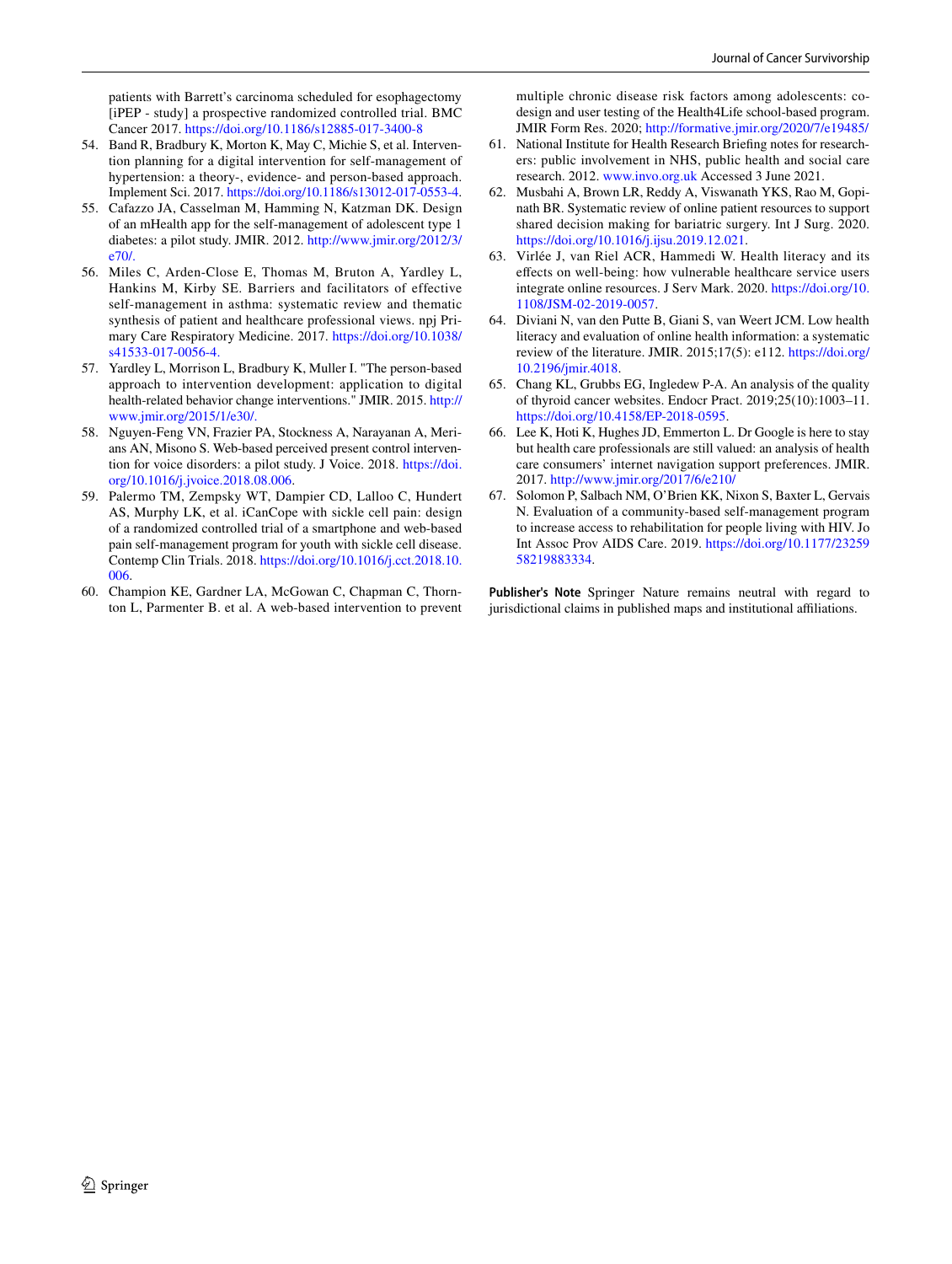patients with Barrett's carcinoma scheduled for esophagectomy [iPEP - study] a prospective randomized controlled trial. BMC Cancer 2017. https://doi.org/10.1186/s12885-017-3400-8

54. Band R, Bradbury K, Morton K, May C, Michie S, et al. Intervention planning for a digital intervention for self-management of hypertension: a theory-, evidence- and person-based approach. Implement Sci. 2017. https://doi.org/10.1186/s13012-017-0553-4.
55. Cafazzo JA, Casselman M, Hamming N, Katzman DK. Design of an mHealth app for the self-management of adolescent type 1 diabetes: a pilot study. JMIR. 2012. http://www.jmir.org/2012/3/e70/.
56. Miles C, Arden-Close E, Thomas M, Bruton A, Yardley L, Hankins M, Kirby SE. Barriers and facilitators of effective self-management in asthma: systematic review and thematic synthesis of patient and healthcare professional views. npj Primary Care Respiratory Medicine. 2017. https://doi.org/10.1038/s41533-017-0056-4.
57. Yardley L, Morrison L, Bradbury K, Muller I. "The person-based approach to intervention development: application to digital health-related behavior change interventions." JMIR. 2015. http://www.jmir.org/2015/1/e30/.
58. Nguyen-Feng VN, Frazier PA, Stockness A, Narayanan A, Merians AN, Misono S. Web-based perceived present control intervention for voice disorders: a pilot study. J Voice. 2018. https://doi.org/10.1016/j.jvoice.2018.08.006.
59. Palermo TM, Zempsky WT, Dampier CD, Lalloo C, Hundert AS, Murphy LK, et al. iCanCope with sickle cell pain: design of a randomized controlled trial of a smartphone and web-based pain self-management program for youth with sickle cell disease. Contemp Clin Trials. 2018. https://doi.org/10.1016/j.cct.2018.10.006.
60. Champion KE, Gardner LA, McGowan C, Chapman C, Thornton L, Parmenter B. et al. A web-based intervention to prevent multiple chronic disease risk factors among adolescents: co-design and user testing of the Health4Life school-based program. JMIR Form Res. 2020; http://formative.jmir.org/2020/7/e19485/
61. National Institute for Health Research Briefing notes for researchers: public involvement in NHS, public health and social care research. 2012. www.invo.org.uk Accessed 3 June 2021.
62. Musbahi A, Brown LR, Reddy A, Viswanath YKS, Rao M, Gopinath BR. Systematic review of online patient resources to support shared decision making for bariatric surgery. Int J Surg. 2020. https://doi.org/10.1016/j.ijsu.2019.12.021.
63. Virlée J, van Riel ACR, Hammedi W. Health literacy and its effects on well-being: how vulnerable healthcare service users integrate online resources. J Serv Mark. 2020. https://doi.org/10.1108/JSM-02-2019-0057.
64. Diviani N, van den Putte B, Giani S, van Weert JCM. Low health literacy and evaluation of online health information: a systematic review of the literature. JMIR. 2015;17(5): e112. https://doi.org/10.2196/jmir.4018.
65. Chang KL, Grubbs EG, Ingledew P-A. An analysis of the quality of thyroid cancer websites. Endocr Pract. 2019;25(10):1003–11. https://doi.org/10.4158/EP-2018-0595.
66. Lee K, Hoti K, Hughes JD, Emmerton L. Dr Google is here to stay but health care professionals are still valued: an analysis of health care consumers' internet navigation support preferences. JMIR. 2017. http://www.jmir.org/2017/6/e210/
67. Solomon P, Salbach NM, O'Brien KK, Nixon S, Baxter L, Gervais N. Evaluation of a community-based self-management program to increase access to rehabilitation for people living with HIV. Jo Int Assoc Prov AIDS Care. 2019. https://doi.org/10.1177/2325958219883334.

**Publisher's Note** Springer Nature remains neutral with regard to jurisdictional claims in published maps and institutional affiliations.